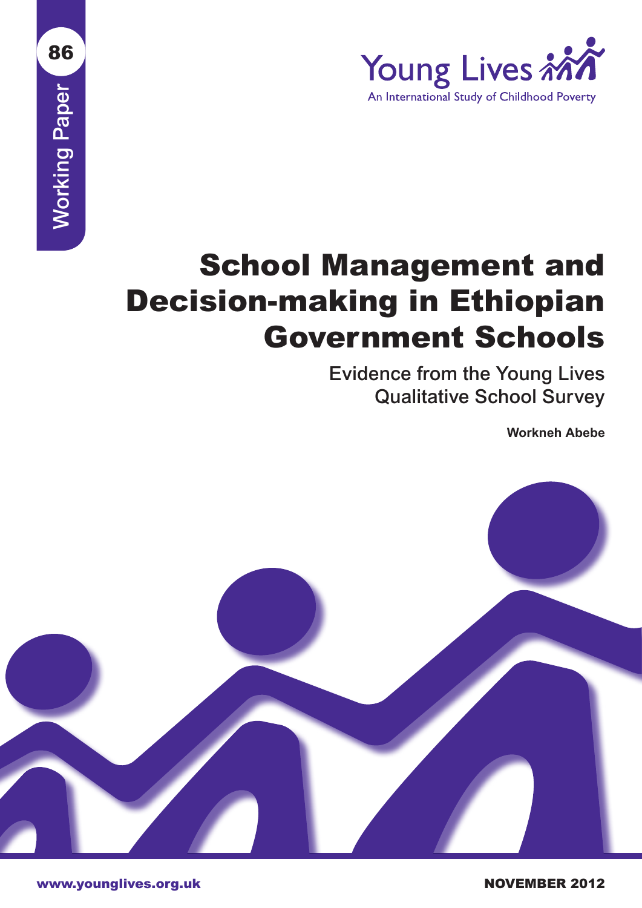86

Working Paper

Young Lives

An International Study of Childhood Poverty

# School Management and Decision-making in Ethiopian Government Schools

## Evidence from the Young Lives Qualitative School Survey

**Workneh Abebe**

www.younglives.org.uk

NOVEMBER 2012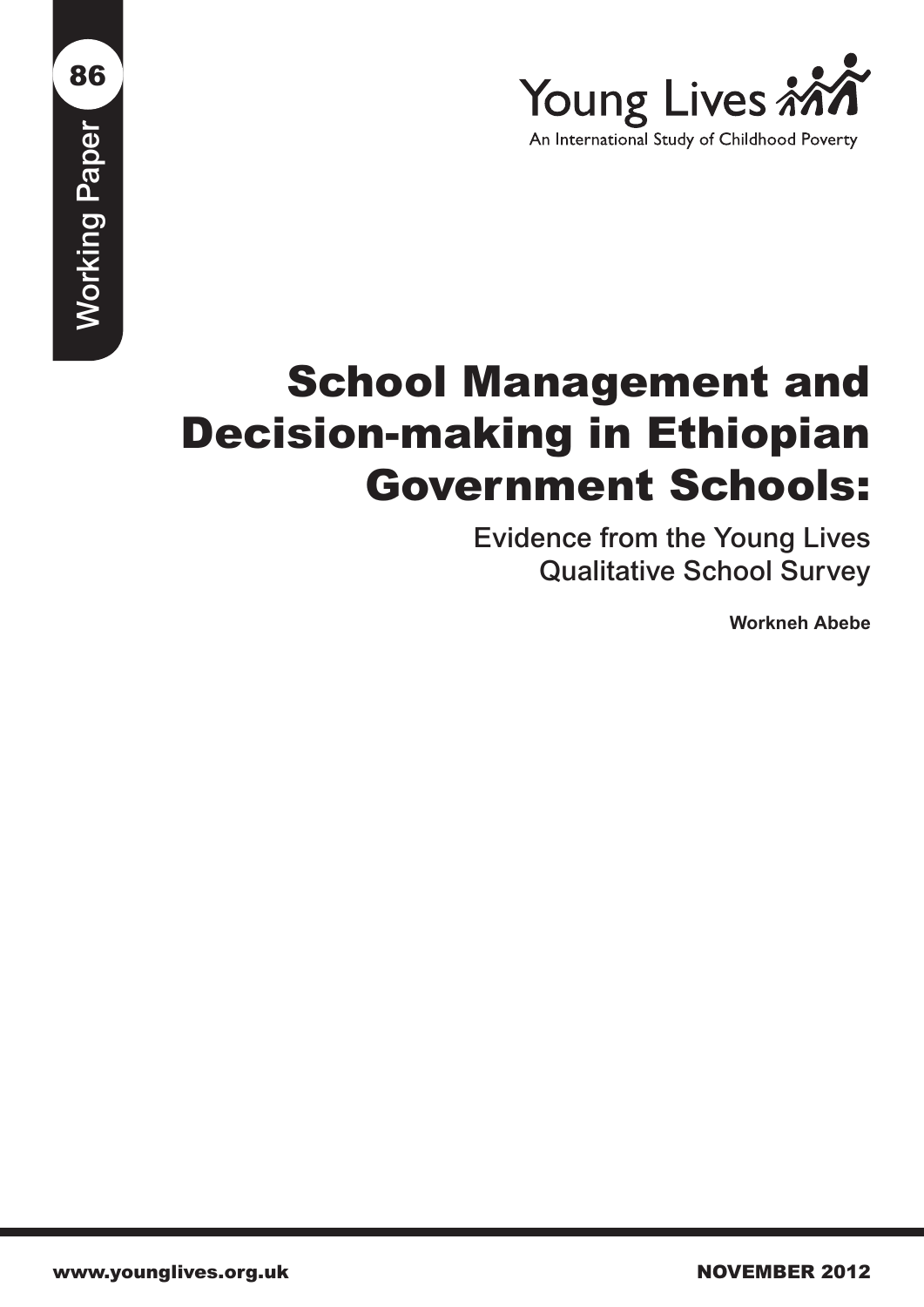86

Working Paper

Young Lives

An International Study of Childhood Poverty

# School Management and Decision-making in Ethiopian Government Schools:

## Evidence from the Young Lives Qualitative School Survey

**Workneh Abebe**

www.younglives.org.uk

NOVEMBER 2012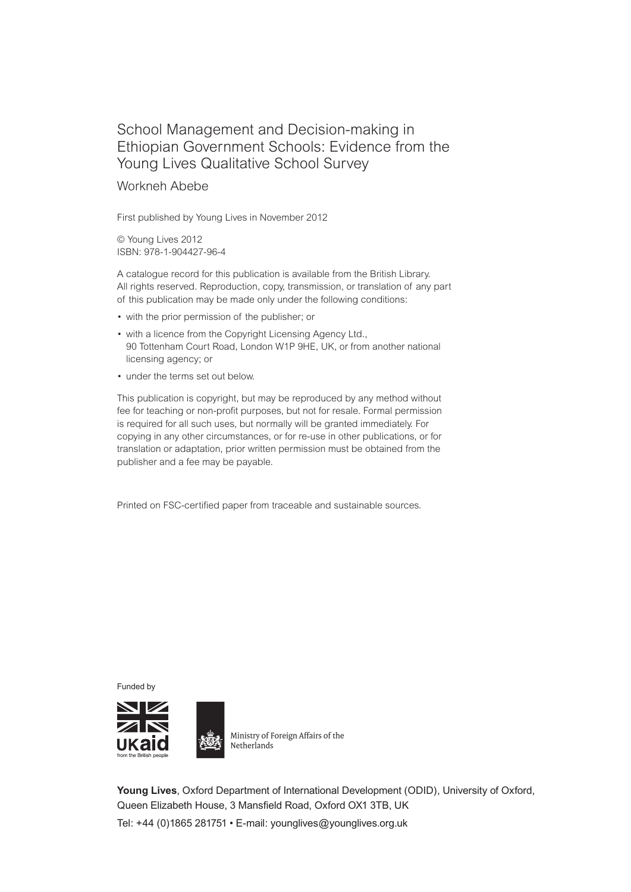# School Management and Decision-making in Ethiopian Government Schools: Evidence from the Young Lives Qualitative School Survey

Workneh Abebe

First published by Young Lives in November 2012

© Young Lives 2012
ISBN: 978-1-904427-96-4

A catalogue record for this publication is available from the British Library. All rights reserved. Reproduction, copy, transmission, or translation of any part of this publication may be made only under the following conditions:

- with the prior permission of the publisher; or
- with a licence from the Copyright Licensing Agency Ltd., 90 Tottenham Court Road, London W1P 9HE, UK, or from another national licensing agency; or
- under the terms set out below.

This publication is copyright, but may be reproduced by any method without fee for teaching or non-profit purposes, but not for resale. Formal permission is required for all such uses, but normally will be granted immediately. For copying in any other circumstances, or for re-use in other publications, or for translation or adaptation, prior written permission must be obtained from the publisher and a fee may be payable.

Printed on FSC-certified paper from traceable and sustainable sources.

Funded by

UKaid from the British people

Ministry of Foreign Affairs of the Netherlands

**Young Lives**, Oxford Department of International Development (ODID), University of Oxford, Queen Elizabeth House, 3 Mansfield Road, Oxford OX1 3TB, UK
Tel: +44 (0)1865 281751 • E-mail: younglives@younglives.org.uk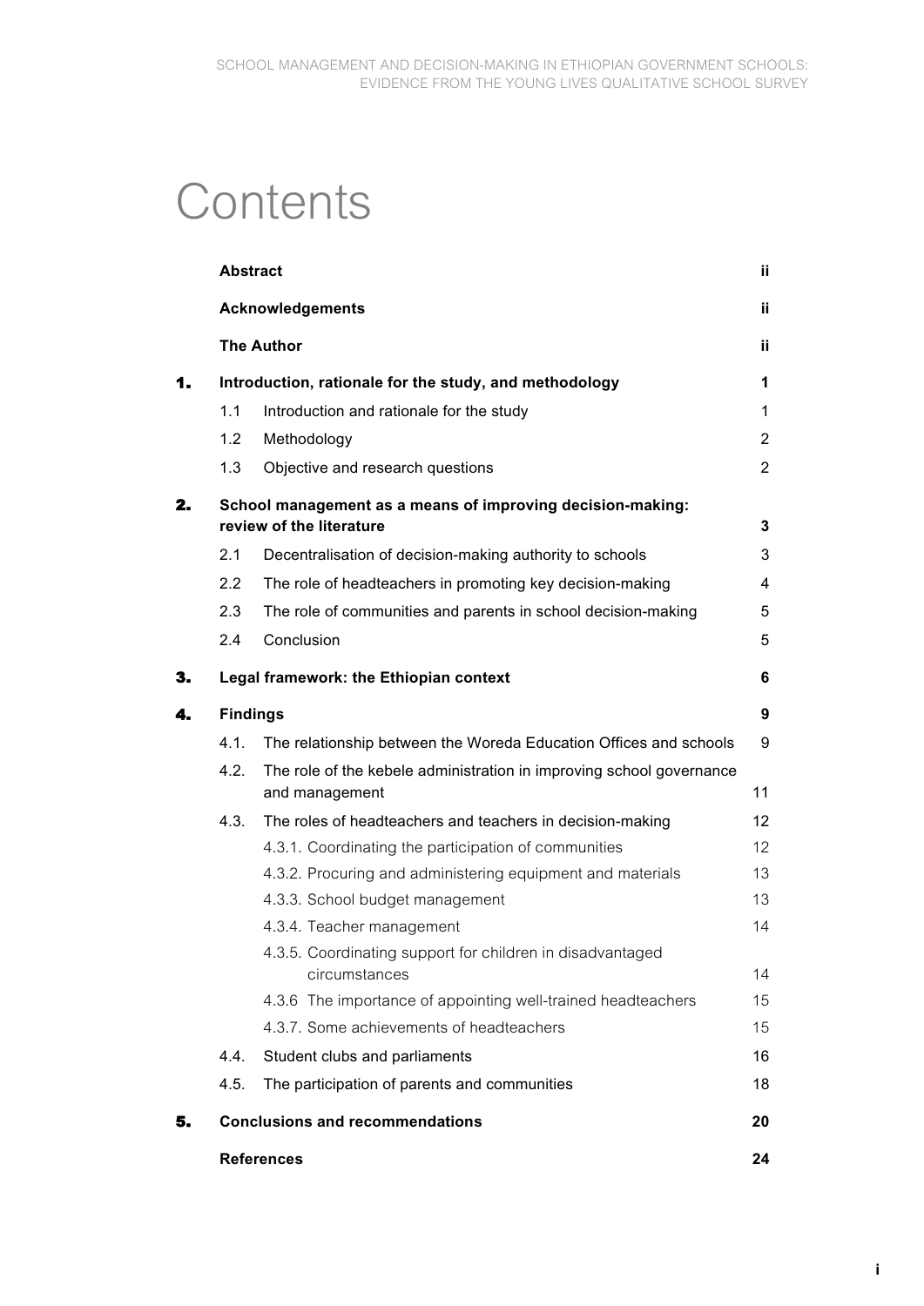# Contents

| | | |
|---|---|---|
| **Abstract** | | **ii** |
| **Acknowledgements** | | **ii** |
| **The Author** | | **ii** |
| **1.** | **Introduction, rationale for the study, and methodology** | **1** |
| 1.1 | Introduction and rationale for the study | 1 |
| 1.2 | Methodology | 2 |
| 1.3 | Objective and research questions | 2 |
| **2.** | **School management as a means of improving decision-making: review of the literature** | **3** |
| 2.1 | Decentralisation of decision-making authority to schools | 3 |
| 2.2 | The role of headteachers in promoting key decision-making | 4 |
| 2.3 | The role of communities and parents in school decision-making | 5 |
| 2.4 | Conclusion | 5 |
| **3.** | **Legal framework: the Ethiopian context** | **6** |
| **4.** | **Findings** | **9** |
| 4.1. | The relationship between the Woreda Education Offices and schools | 9 |
| 4.2. | The role of the kebele administration in improving school governance and management | 11 |
| 4.3. | The roles of headteachers and teachers in decision-making | 12 |
| | 4.3.1. Coordinating the participation of communities | 12 |
| | 4.3.2. Procuring and administering equipment and materials | 13 |
| | 4.3.3. School budget management | 13 |
| | 4.3.4. Teacher management | 14 |
| | 4.3.5. Coordinating support for children in disadvantaged circumstances | 14 |
| | 4.3.6 The importance of appointing well-trained headteachers | 15 |
| | 4.3.7. Some achievements of headteachers | 15 |
| 4.4. | Student clubs and parliaments | 16 |
| 4.5. | The participation of parents and communities | 18 |
| **5.** | **Conclusions and recommendations** | **20** |
| **References** | | **24** |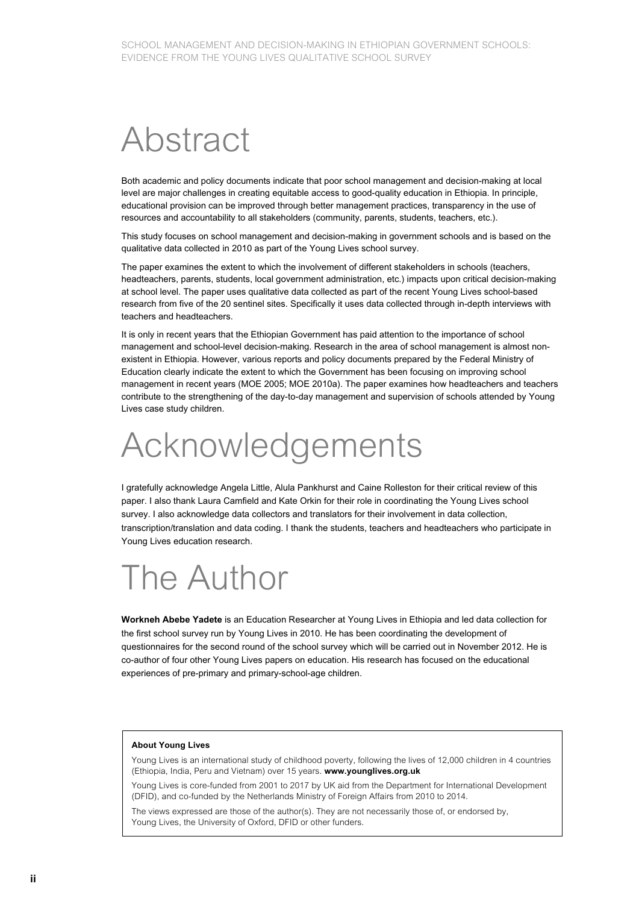# Abstract

Both academic and policy documents indicate that poor school management and decision-making at local level are major challenges in creating equitable access to good-quality education in Ethiopia. In principle, educational provision can be improved through better management practices, transparency in the use of resources and accountability to all stakeholders (community, parents, students, teachers, etc.).

This study focuses on school management and decision-making in government schools and is based on the qualitative data collected in 2010 as part of the Young Lives school survey.

The paper examines the extent to which the involvement of different stakeholders in schools (teachers, headteachers, parents, students, local government administration, etc.) impacts upon critical decision-making at school level. The paper uses qualitative data collected as part of the recent Young Lives school-based research from five of the 20 sentinel sites. Specifically it uses data collected through in-depth interviews with teachers and headteachers.

It is only in recent years that the Ethiopian Government has paid attention to the importance of school management and school-level decision-making. Research in the area of school management is almost non-existent in Ethiopia. However, various reports and policy documents prepared by the Federal Ministry of Education clearly indicate the extent to which the Government has been focusing on improving school management in recent years (MOE 2005; MOE 2010a). The paper examines how headteachers and teachers contribute to the strengthening of the day-to-day management and supervision of schools attended by Young Lives case study children.

# Acknowledgements

I gratefully acknowledge Angela Little, Alula Pankhurst and Caine Rolleston for their critical review of this paper. I also thank Laura Camfield and Kate Orkin for their role in coordinating the Young Lives school survey. I also acknowledge data collectors and translators for their involvement in data collection, transcription/translation and data coding. I thank the students, teachers and headteachers who participate in Young Lives education research.

# The Author

**Workneh Abebe Yadete** is an Education Researcher at Young Lives in Ethiopia and led data collection for the first school survey run by Young Lives in 2010. He has been coordinating the development of questionnaires for the second round of the school survey which will be carried out in November 2012. He is co-author of four other Young Lives papers on education. His research has focused on the educational experiences of pre-primary and primary-school-age children.

**About Young Lives**

Young Lives is an international study of childhood poverty, following the lives of 12,000 children in 4 countries (Ethiopia, India, Peru and Vietnam) over 15 years. **www.younglives.org.uk**

Young Lives is core-funded from 2001 to 2017 by UK aid from the Department for International Development (DFID), and co-funded by the Netherlands Ministry of Foreign Affairs from 2010 to 2014.

The views expressed are those of the author(s). They are not necessarily those of, or endorsed by, Young Lives, the University of Oxford, DFID or other funders.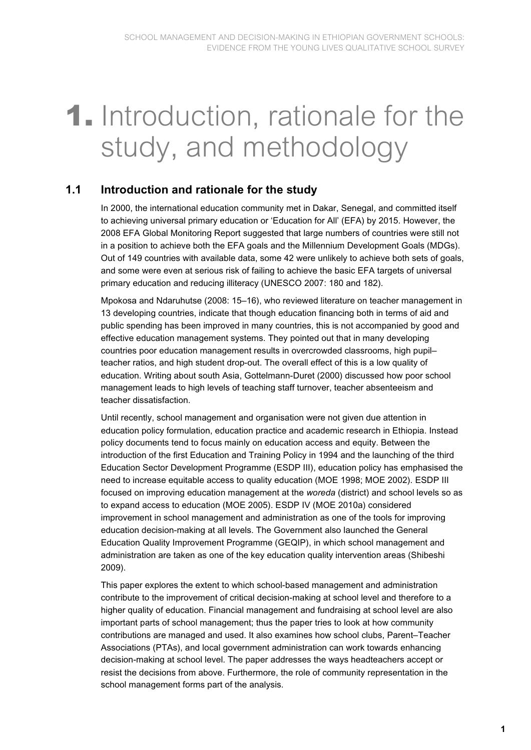# 1. Introduction, rationale for the study, and methodology

## 1.1 Introduction and rationale for the study

In 2000, the international education community met in Dakar, Senegal, and committed itself to achieving universal primary education or 'Education for All' (EFA) by 2015. However, the 2008 EFA Global Monitoring Report suggested that large numbers of countries were still not in a position to achieve both the EFA goals and the Millennium Development Goals (MDGs). Out of 149 countries with available data, some 42 were unlikely to achieve both sets of goals, and some were even at serious risk of failing to achieve the basic EFA targets of universal primary education and reducing illiteracy (UNESCO 2007: 180 and 182).

Mpokosa and Ndaruhutse (2008: 15–16), who reviewed literature on teacher management in 13 developing countries, indicate that though education financing both in terms of aid and public spending has been improved in many countries, this is not accompanied by good and effective education management systems. They pointed out that in many developing countries poor education management results in overcrowded classrooms, high pupil–teacher ratios, and high student drop-out. The overall effect of this is a low quality of education. Writing about south Asia, Gottelmann-Duret (2000) discussed how poor school management leads to high levels of teaching staff turnover, teacher absenteeism and teacher dissatisfaction.

Until recently, school management and organisation were not given due attention in education policy formulation, education practice and academic research in Ethiopia. Instead policy documents tend to focus mainly on education access and equity. Between the introduction of the first Education and Training Policy in 1994 and the launching of the third Education Sector Development Programme (ESDP III), education policy has emphasised the need to increase equitable access to quality education (MOE 1998; MOE 2002). ESDP III focused on improving education management at the *woreda* (district) and school levels so as to expand access to education (MOE 2005). ESDP IV (MOE 2010a) considered improvement in school management and administration as one of the tools for improving education decision-making at all levels. The Government also launched the General Education Quality Improvement Programme (GEQIP), in which school management and administration are taken as one of the key education quality intervention areas (Shibeshi 2009).

This paper explores the extent to which school-based management and administration contribute to the improvement of critical decision-making at school level and therefore to a higher quality of education. Financial management and fundraising at school level are also important parts of school management; thus the paper tries to look at how community contributions are managed and used. It also examines how school clubs, Parent–Teacher Associations (PTAs), and local government administration can work towards enhancing decision-making at school level. The paper addresses the ways headteachers accept or resist the decisions from above. Furthermore, the role of community representation in the school management forms part of the analysis.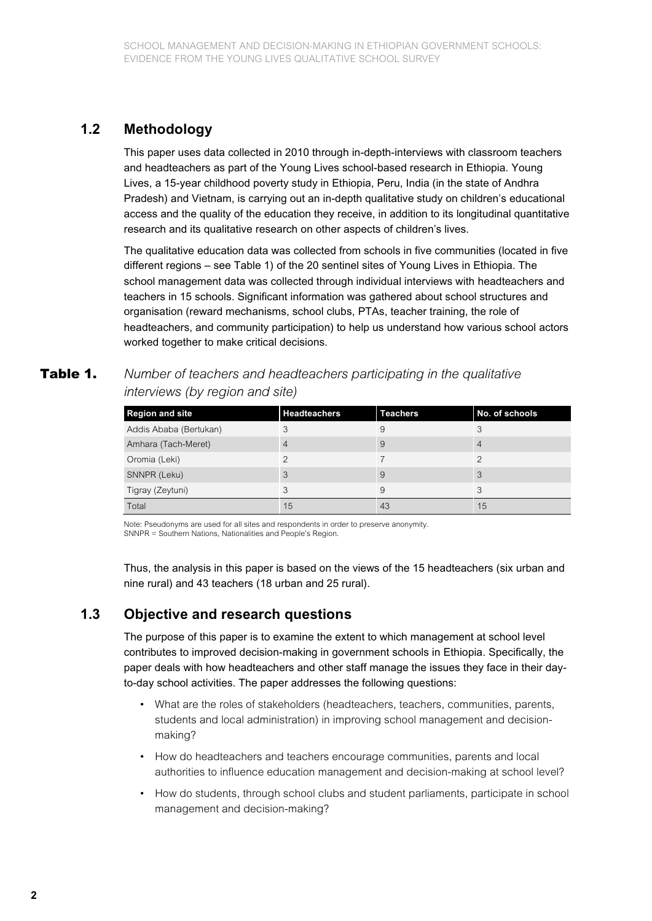## 1.2 Methodology

This paper uses data collected in 2010 through in-depth-interviews with classroom teachers and headteachers as part of the Young Lives school-based research in Ethiopia. Young Lives, a 15-year childhood poverty study in Ethiopia, Peru, India (in the state of Andhra Pradesh) and Vietnam, is carrying out an in-depth qualitative study on children's educational access and the quality of the education they receive, in addition to its longitudinal quantitative research and its qualitative research on other aspects of children's lives.

The qualitative education data was collected from schools in five communities (located in five different regions – see Table 1) of the 20 sentinel sites of Young Lives in Ethiopia. The school management data was collected through individual interviews with headteachers and teachers in 15 schools. Significant information was gathered about school structures and organisation (reward mechanisms, school clubs, PTAs, teacher training, the role of headteachers, and community participation) to help us understand how various school actors worked together to make critical decisions.

**Table 1.** *Number of teachers and headteachers participating in the qualitative interviews (by region and site)*

| Region and site | Headteachers | Teachers | No. of schools |
|---|---|---|---|
| Addis Ababa (Bertukan) | 3 | 9 | 3 |
| Amhara (Tach-Meret) | 4 | 9 | 4 |
| Oromia (Leki) | 2 | 7 | 2 |
| SNNPR (Leku) | 3 | 9 | 3 |
| Tigray (Zeytuni) | 3 | 9 | 3 |
| Total | 15 | 43 | 15 |

Note: Pseudonyms are used for all sites and respondents in order to preserve anonymity.
SNNPR = Southern Nations, Nationalities and People's Region.

Thus, the analysis in this paper is based on the views of the 15 headteachers (six urban and nine rural) and 43 teachers (18 urban and 25 rural).

## 1.3 Objective and research questions

The purpose of this paper is to examine the extent to which management at school level contributes to improved decision-making in government schools in Ethiopia. Specifically, the paper deals with how headteachers and other staff manage the issues they face in their day-to-day school activities. The paper addresses the following questions:

- What are the roles of stakeholders (headteachers, teachers, communities, parents, students and local administration) in improving school management and decision-making?
- How do headteachers and teachers encourage communities, parents and local authorities to influence education management and decision-making at school level?
- How do students, through school clubs and student parliaments, participate in school management and decision-making?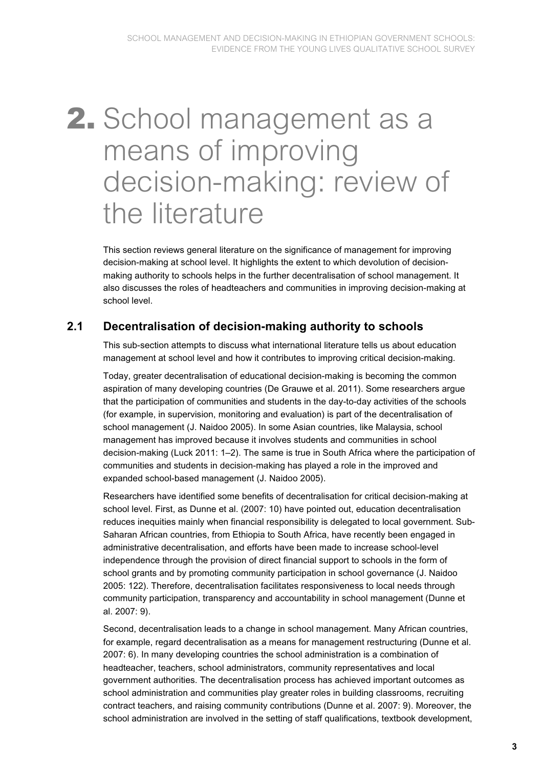# 2. School management as a means of improving decision-making: review of the literature

This section reviews general literature on the significance of management for improving decision-making at school level. It highlights the extent to which devolution of decision-making authority to schools helps in the further decentralisation of school management. It also discusses the roles of headteachers and communities in improving decision-making at school level.

## 2.1 Decentralisation of decision-making authority to schools

This sub-section attempts to discuss what international literature tells us about education management at school level and how it contributes to improving critical decision-making.

Today, greater decentralisation of educational decision-making is becoming the common aspiration of many developing countries (De Grauwe et al. 2011). Some researchers argue that the participation of communities and students in the day-to-day activities of the schools (for example, in supervision, monitoring and evaluation) is part of the decentralisation of school management (J. Naidoo 2005). In some Asian countries, like Malaysia, school management has improved because it involves students and communities in school decision-making (Luck 2011: 1–2). The same is true in South Africa where the participation of communities and students in decision-making has played a role in the improved and expanded school-based management (J. Naidoo 2005).

Researchers have identified some benefits of decentralisation for critical decision-making at school level. First, as Dunne et al. (2007: 10) have pointed out, education decentralisation reduces inequities mainly when financial responsibility is delegated to local government. Sub-Saharan African countries, from Ethiopia to South Africa, have recently been engaged in administrative decentralisation, and efforts have been made to increase school-level independence through the provision of direct financial support to schools in the form of school grants and by promoting community participation in school governance (J. Naidoo 2005: 122). Therefore, decentralisation facilitates responsiveness to local needs through community participation, transparency and accountability in school management (Dunne et al. 2007: 9).

Second, decentralisation leads to a change in school management. Many African countries, for example, regard decentralisation as a means for management restructuring (Dunne et al. 2007: 6). In many developing countries the school administration is a combination of headteacher, teachers, school administrators, community representatives and local government authorities. The decentralisation process has achieved important outcomes as school administration and communities play greater roles in building classrooms, recruiting contract teachers, and raising community contributions (Dunne et al. 2007: 9). Moreover, the school administration are involved in the setting of staff qualifications, textbook development,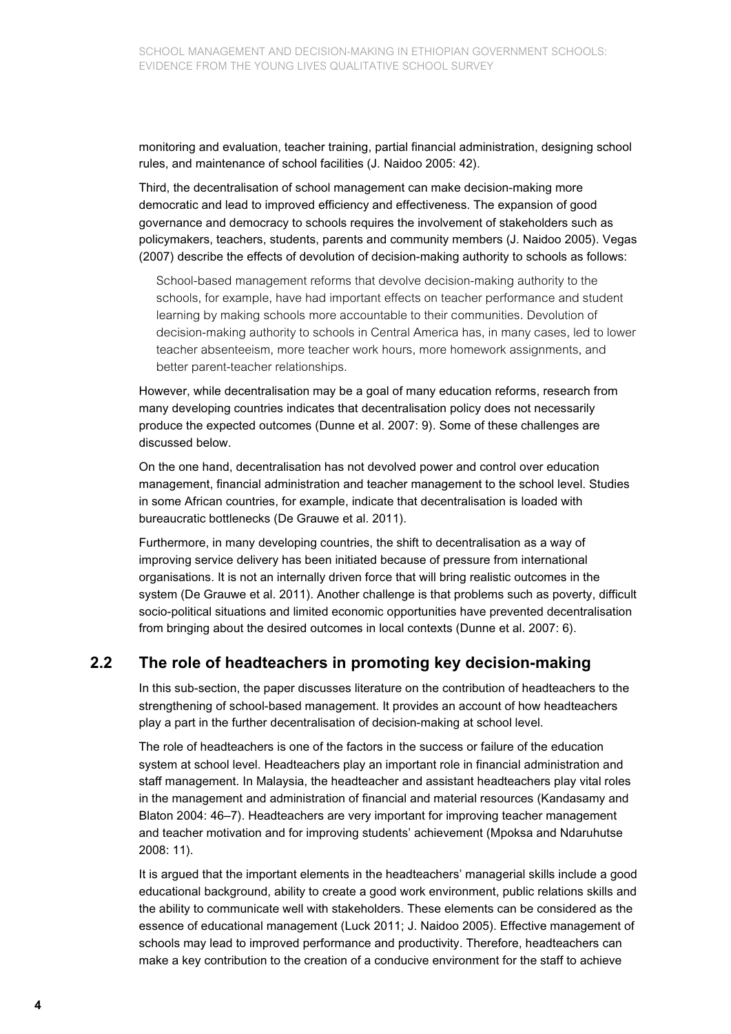monitoring and evaluation, teacher training, partial financial administration, designing school rules, and maintenance of school facilities (J. Naidoo 2005: 42).

Third, the decentralisation of school management can make decision-making more democratic and lead to improved efficiency and effectiveness. The expansion of good governance and democracy to schools requires the involvement of stakeholders such as policymakers, teachers, students, parents and community members (J. Naidoo 2005). Vegas (2007) describe the effects of devolution of decision-making authority to schools as follows:

> School-based management reforms that devolve decision-making authority to the schools, for example, have had important effects on teacher performance and student learning by making schools more accountable to their communities. Devolution of decision-making authority to schools in Central America has, in many cases, led to lower teacher absenteeism, more teacher work hours, more homework assignments, and better parent-teacher relationships.

However, while decentralisation may be a goal of many education reforms, research from many developing countries indicates that decentralisation policy does not necessarily produce the expected outcomes (Dunne et al. 2007: 9). Some of these challenges are discussed below.

On the one hand, decentralisation has not devolved power and control over education management, financial administration and teacher management to the school level. Studies in some African countries, for example, indicate that decentralisation is loaded with bureaucratic bottlenecks (De Grauwe et al. 2011).

Furthermore, in many developing countries, the shift to decentralisation as a way of improving service delivery has been initiated because of pressure from international organisations. It is not an internally driven force that will bring realistic outcomes in the system (De Grauwe et al. 2011). Another challenge is that problems such as poverty, difficult socio-political situations and limited economic opportunities have prevented decentralisation from bringing about the desired outcomes in local contexts (Dunne et al. 2007: 6).

## 2.2 The role of headteachers in promoting key decision-making

In this sub-section, the paper discusses literature on the contribution of headteachers to the strengthening of school-based management. It provides an account of how headteachers play a part in the further decentralisation of decision-making at school level.

The role of headteachers is one of the factors in the success or failure of the education system at school level. Headteachers play an important role in financial administration and staff management. In Malaysia, the headteacher and assistant headteachers play vital roles in the management and administration of financial and material resources (Kandasamy and Blaton 2004: 46–7). Headteachers are very important for improving teacher management and teacher motivation and for improving students' achievement (Mpoksa and Ndaruhutse 2008: 11).

It is argued that the important elements in the headteachers' managerial skills include a good educational background, ability to create a good work environment, public relations skills and the ability to communicate well with stakeholders. These elements can be considered as the essence of educational management (Luck 2011; J. Naidoo 2005). Effective management of schools may lead to improved performance and productivity. Therefore, headteachers can make a key contribution to the creation of a conducive environment for the staff to achieve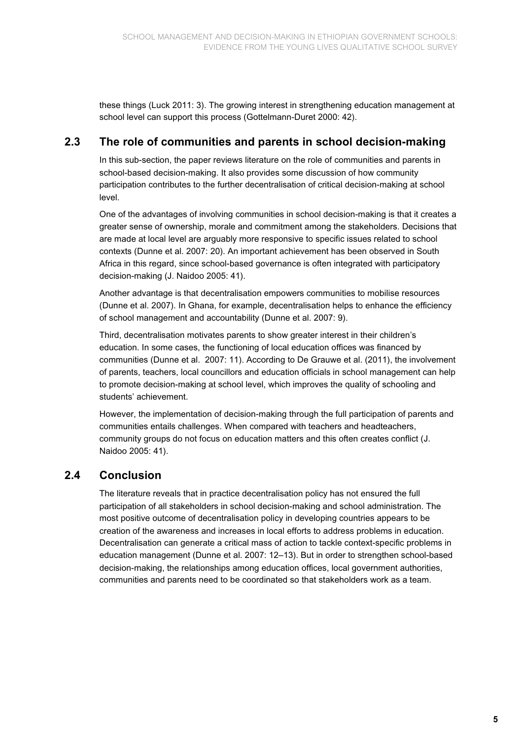these things (Luck 2011: 3). The growing interest in strengthening education management at school level can support this process (Gottelmann-Duret 2000: 42).

## 2.3 The role of communities and parents in school decision-making

In this sub-section, the paper reviews literature on the role of communities and parents in school-based decision-making. It also provides some discussion of how community participation contributes to the further decentralisation of critical decision-making at school level.

One of the advantages of involving communities in school decision-making is that it creates a greater sense of ownership, morale and commitment among the stakeholders. Decisions that are made at local level are arguably more responsive to specific issues related to school contexts (Dunne et al. 2007: 20). An important achievement has been observed in South Africa in this regard, since school-based governance is often integrated with participatory decision-making (J. Naidoo 2005: 41).

Another advantage is that decentralisation empowers communities to mobilise resources (Dunne et al. 2007). In Ghana, for example, decentralisation helps to enhance the efficiency of school management and accountability (Dunne et al. 2007: 9).

Third, decentralisation motivates parents to show greater interest in their children's education. In some cases, the functioning of local education offices was financed by communities (Dunne et al. 2007: 11). According to De Grauwe et al. (2011), the involvement of parents, teachers, local councillors and education officials in school management can help to promote decision-making at school level, which improves the quality of schooling and students' achievement.

However, the implementation of decision-making through the full participation of parents and communities entails challenges. When compared with teachers and headteachers, community groups do not focus on education matters and this often creates conflict (J. Naidoo 2005: 41).

## 2.4 Conclusion

The literature reveals that in practice decentralisation policy has not ensured the full participation of all stakeholders in school decision-making and school administration. The most positive outcome of decentralisation policy in developing countries appears to be creation of the awareness and increases in local efforts to address problems in education. Decentralisation can generate a critical mass of action to tackle context-specific problems in education management (Dunne et al. 2007: 12–13). But in order to strengthen school-based decision-making, the relationships among education offices, local government authorities, communities and parents need to be coordinated so that stakeholders work as a team.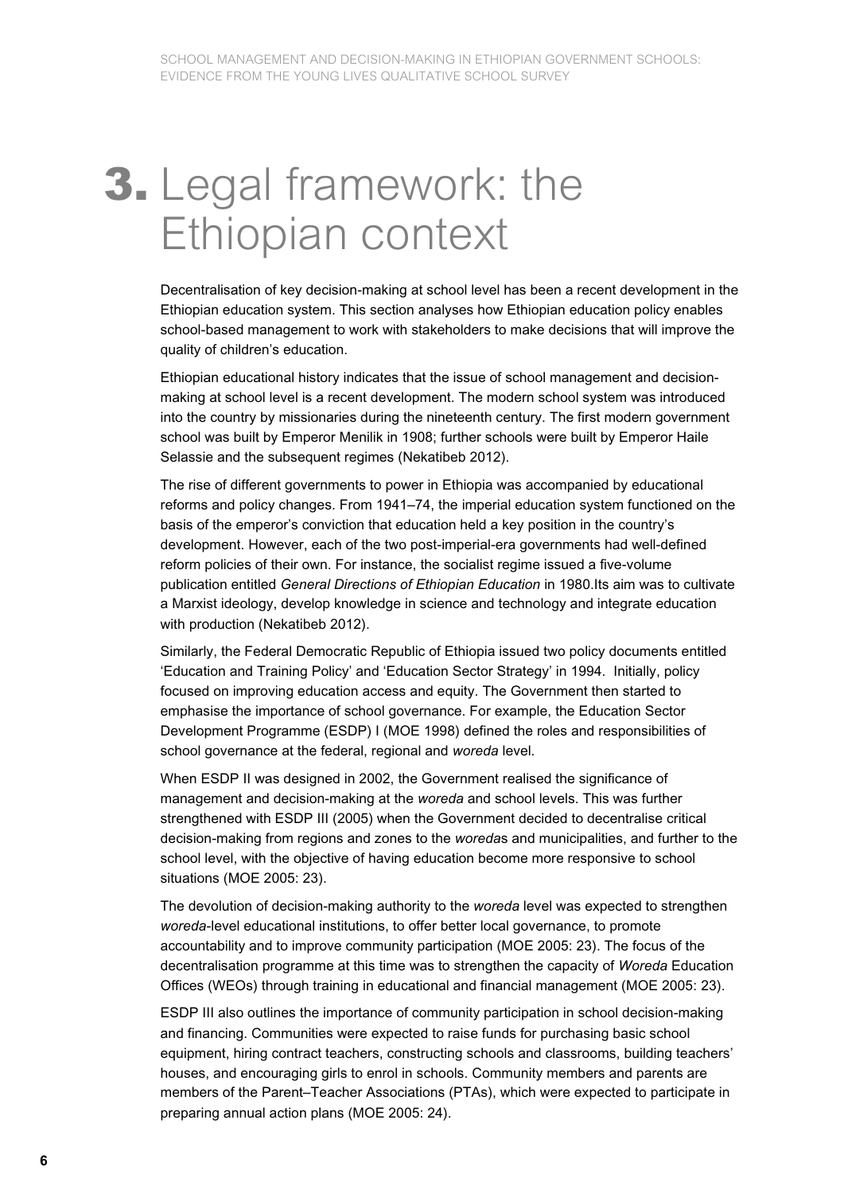# 3. Legal framework: the Ethiopian context

Decentralisation of key decision-making at school level has been a recent development in the Ethiopian education system. This section analyses how Ethiopian education policy enables school-based management to work with stakeholders to make decisions that will improve the quality of children's education.

Ethiopian educational history indicates that the issue of school management and decision-making at school level is a recent development. The modern school system was introduced into the country by missionaries during the nineteenth century. The first modern government school was built by Emperor Menilik in 1908; further schools were built by Emperor Haile Selassie and the subsequent regimes (Nekatibeb 2012).

The rise of different governments to power in Ethiopia was accompanied by educational reforms and policy changes. From 1941–74, the imperial education system functioned on the basis of the emperor's conviction that education held a key position in the country's development. However, each of the two post-imperial-era governments had well-defined reform policies of their own. For instance, the socialist regime issued a five-volume publication entitled *General Directions of Ethiopian Education* in 1980.Its aim was to cultivate a Marxist ideology, develop knowledge in science and technology and integrate education with production (Nekatibeb 2012).

Similarly, the Federal Democratic Republic of Ethiopia issued two policy documents entitled 'Education and Training Policy' and 'Education Sector Strategy' in 1994. Initially, policy focused on improving education access and equity. The Government then started to emphasise the importance of school governance. For example, the Education Sector Development Programme (ESDP) I (MOE 1998) defined the roles and responsibilities of school governance at the federal, regional and *woreda* level.

When ESDP II was designed in 2002, the Government realised the significance of management and decision-making at the *woreda* and school levels. This was further strengthened with ESDP III (2005) when the Government decided to decentralise critical decision-making from regions and zones to the *woreda*s and municipalities, and further to the school level, with the objective of having education become more responsive to school situations (MOE 2005: 23).

The devolution of decision-making authority to the *woreda* level was expected to strengthen *woreda*-level educational institutions, to offer better local governance, to promote accountability and to improve community participation (MOE 2005: 23). The focus of the decentralisation programme at this time was to strengthen the capacity of *Woreda* Education Offices (WEOs) through training in educational and financial management (MOE 2005: 23).

ESDP III also outlines the importance of community participation in school decision-making and financing. Communities were expected to raise funds for purchasing basic school equipment, hiring contract teachers, constructing schools and classrooms, building teachers' houses, and encouraging girls to enrol in schools. Community members and parents are members of the Parent–Teacher Associations (PTAs), which were expected to participate in preparing annual action plans (MOE 2005: 24).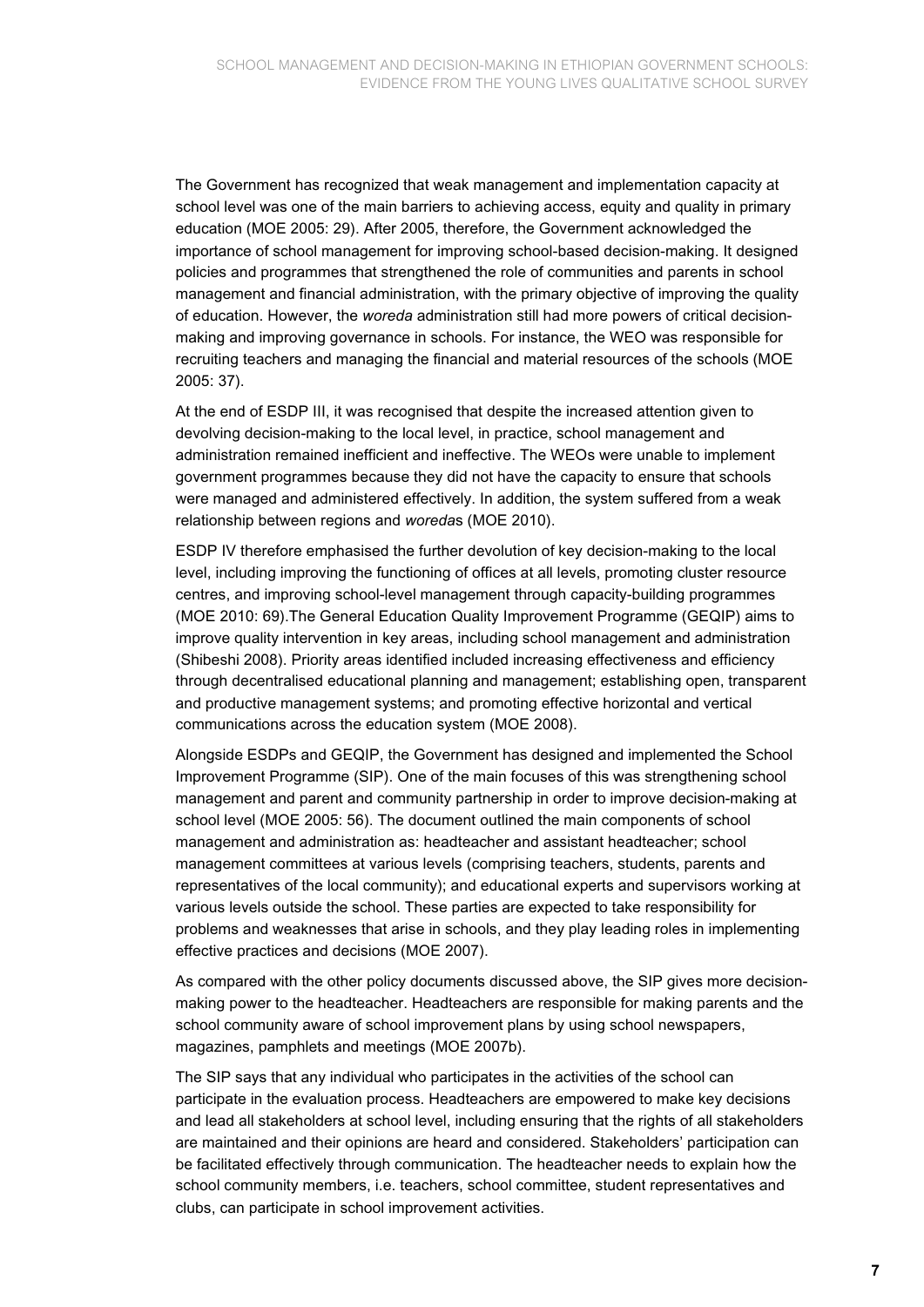The Government has recognized that weak management and implementation capacity at school level was one of the main barriers to achieving access, equity and quality in primary education (MOE 2005: 29). After 2005, therefore, the Government acknowledged the importance of school management for improving school-based decision-making. It designed policies and programmes that strengthened the role of communities and parents in school management and financial administration, with the primary objective of improving the quality of education. However, the *woreda* administration still had more powers of critical decision-making and improving governance in schools. For instance, the WEO was responsible for recruiting teachers and managing the financial and material resources of the schools (MOE 2005: 37).

At the end of ESDP III, it was recognised that despite the increased attention given to devolving decision-making to the local level, in practice, school management and administration remained inefficient and ineffective. The WEOs were unable to implement government programmes because they did not have the capacity to ensure that schools were managed and administered effectively. In addition, the system suffered from a weak relationship between regions and *woreda*s (MOE 2010).

ESDP IV therefore emphasised the further devolution of key decision-making to the local level, including improving the functioning of offices at all levels, promoting cluster resource centres, and improving school-level management through capacity-building programmes (MOE 2010: 69).The General Education Quality Improvement Programme (GEQIP) aims to improve quality intervention in key areas, including school management and administration (Shibeshi 2008). Priority areas identified included increasing effectiveness and efficiency through decentralised educational planning and management; establishing open, transparent and productive management systems; and promoting effective horizontal and vertical communications across the education system (MOE 2008).

Alongside ESDPs and GEQIP, the Government has designed and implemented the School Improvement Programme (SIP). One of the main focuses of this was strengthening school management and parent and community partnership in order to improve decision-making at school level (MOE 2005: 56). The document outlined the main components of school management and administration as: headteacher and assistant headteacher; school management committees at various levels (comprising teachers, students, parents and representatives of the local community); and educational experts and supervisors working at various levels outside the school. These parties are expected to take responsibility for problems and weaknesses that arise in schools, and they play leading roles in implementing effective practices and decisions (MOE 2007).

As compared with the other policy documents discussed above, the SIP gives more decision-making power to the headteacher. Headteachers are responsible for making parents and the school community aware of school improvement plans by using school newspapers, magazines, pamphlets and meetings (MOE 2007b).

The SIP says that any individual who participates in the activities of the school can participate in the evaluation process. Headteachers are empowered to make key decisions and lead all stakeholders at school level, including ensuring that the rights of all stakeholders are maintained and their opinions are heard and considered. Stakeholders' participation can be facilitated effectively through communication. The headteacher needs to explain how the school community members, i.e. teachers, school committee, student representatives and clubs, can participate in school improvement activities.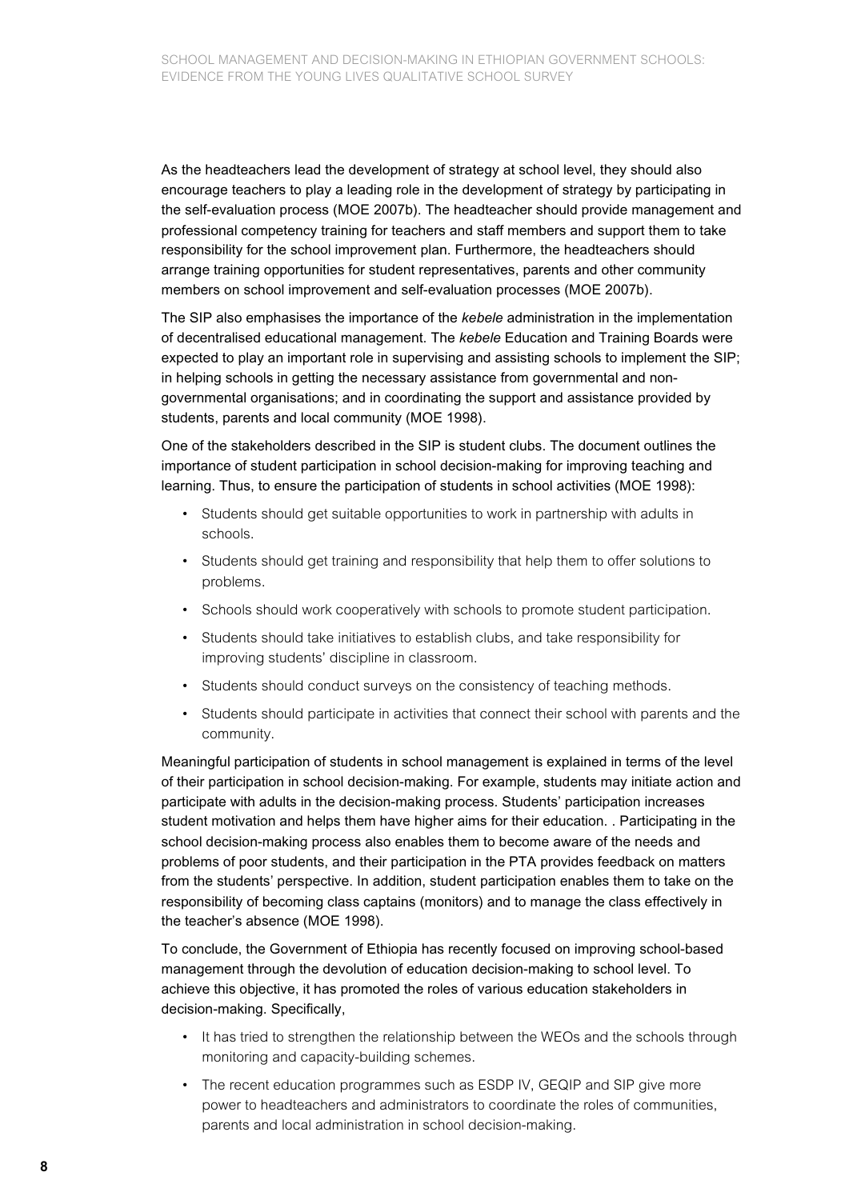As the headteachers lead the development of strategy at school level, they should also encourage teachers to play a leading role in the development of strategy by participating in the self-evaluation process (MOE 2007b). The headteacher should provide management and professional competency training for teachers and staff members and support them to take responsibility for the school improvement plan. Furthermore, the headteachers should arrange training opportunities for student representatives, parents and other community members on school improvement and self-evaluation processes (MOE 2007b).

The SIP also emphasises the importance of the *kebele* administration in the implementation of decentralised educational management. The *kebele* Education and Training Boards were expected to play an important role in supervising and assisting schools to implement the SIP; in helping schools in getting the necessary assistance from governmental and non-governmental organisations; and in coordinating the support and assistance provided by students, parents and local community (MOE 1998).

One of the stakeholders described in the SIP is student clubs. The document outlines the importance of student participation in school decision-making for improving teaching and learning. Thus, to ensure the participation of students in school activities (MOE 1998):

- Students should get suitable opportunities to work in partnership with adults in schools.
- Students should get training and responsibility that help them to offer solutions to problems.
- Schools should work cooperatively with schools to promote student participation.
- Students should take initiatives to establish clubs, and take responsibility for improving students' discipline in classroom.
- Students should conduct surveys on the consistency of teaching methods.
- Students should participate in activities that connect their school with parents and the community.

Meaningful participation of students in school management is explained in terms of the level of their participation in school decision-making. For example, students may initiate action and participate with adults in the decision-making process. Students' participation increases student motivation and helps them have higher aims for their education. . Participating in the school decision-making process also enables them to become aware of the needs and problems of poor students, and their participation in the PTA provides feedback on matters from the students' perspective. In addition, student participation enables them to take on the responsibility of becoming class captains (monitors) and to manage the class effectively in the teacher's absence (MOE 1998).

To conclude, the Government of Ethiopia has recently focused on improving school-based management through the devolution of education decision-making to school level. To achieve this objective, it has promoted the roles of various education stakeholders in decision-making. Specifically,

- It has tried to strengthen the relationship between the WEOs and the schools through monitoring and capacity-building schemes.
- The recent education programmes such as ESDP IV, GEQIP and SIP give more power to headteachers and administrators to coordinate the roles of communities, parents and local administration in school decision-making.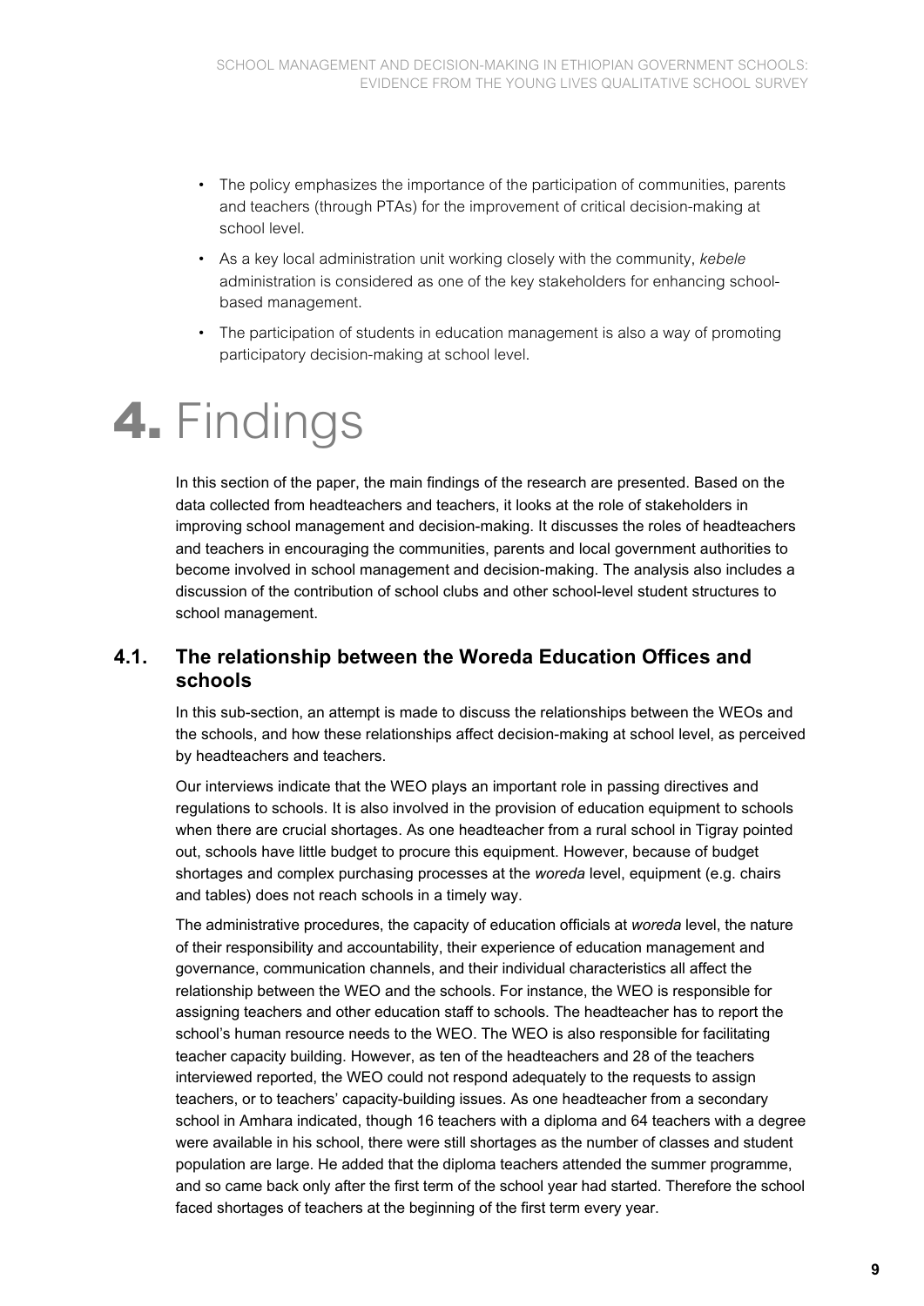- The policy emphasizes the importance of the participation of communities, parents and teachers (through PTAs) for the improvement of critical decision-making at school level.
- As a key local administration unit working closely with the community, *kebele* administration is considered as one of the key stakeholders for enhancing school-based management.
- The participation of students in education management is also a way of promoting participatory decision-making at school level.

# 4. Findings

In this section of the paper, the main findings of the research are presented. Based on the data collected from headteachers and teachers, it looks at the role of stakeholders in improving school management and decision-making. It discusses the roles of headteachers and teachers in encouraging the communities, parents and local government authorities to become involved in school management and decision-making. The analysis also includes a discussion of the contribution of school clubs and other school-level student structures to school management.

## 4.1. The relationship between the Woreda Education Offices and schools

In this sub-section, an attempt is made to discuss the relationships between the WEOs and the schools, and how these relationships affect decision-making at school level, as perceived by headteachers and teachers.

Our interviews indicate that the WEO plays an important role in passing directives and regulations to schools. It is also involved in the provision of education equipment to schools when there are crucial shortages. As one headteacher from a rural school in Tigray pointed out, schools have little budget to procure this equipment. However, because of budget shortages and complex purchasing processes at the *woreda* level, equipment (e.g. chairs and tables) does not reach schools in a timely way.

The administrative procedures, the capacity of education officials at *woreda* level, the nature of their responsibility and accountability, their experience of education management and governance, communication channels, and their individual characteristics all affect the relationship between the WEO and the schools. For instance, the WEO is responsible for assigning teachers and other education staff to schools. The headteacher has to report the school's human resource needs to the WEO. The WEO is also responsible for facilitating teacher capacity building. However, as ten of the headteachers and 28 of the teachers interviewed reported, the WEO could not respond adequately to the requests to assign teachers, or to teachers' capacity-building issues. As one headteacher from a secondary school in Amhara indicated, though 16 teachers with a diploma and 64 teachers with a degree were available in his school, there were still shortages as the number of classes and student population are large. He added that the diploma teachers attended the summer programme, and so came back only after the first term of the school year had started. Therefore the school faced shortages of teachers at the beginning of the first term every year.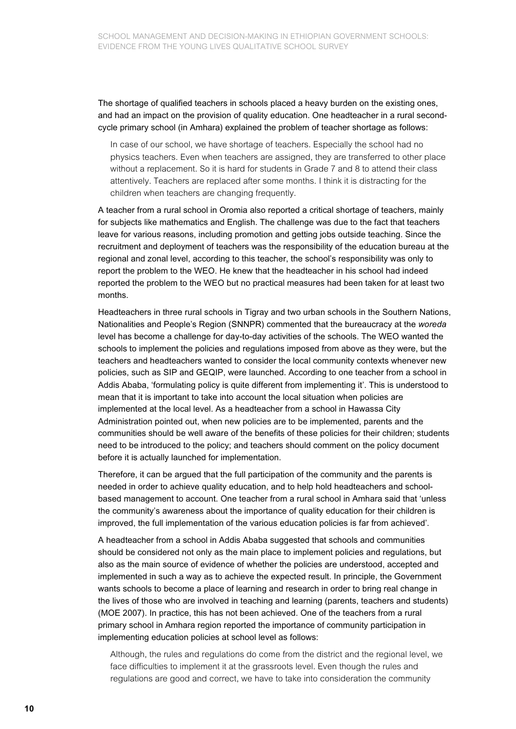The shortage of qualified teachers in schools placed a heavy burden on the existing ones, and had an impact on the provision of quality education. One headteacher in a rural second-cycle primary school (in Amhara) explained the problem of teacher shortage as follows:

> In case of our school, we have shortage of teachers. Especially the school had no physics teachers. Even when teachers are assigned, they are transferred to other place without a replacement. So it is hard for students in Grade 7 and 8 to attend their class attentively. Teachers are replaced after some months. I think it is distracting for the children when teachers are changing frequently.

A teacher from a rural school in Oromia also reported a critical shortage of teachers, mainly for subjects like mathematics and English. The challenge was due to the fact that teachers leave for various reasons, including promotion and getting jobs outside teaching. Since the recruitment and deployment of teachers was the responsibility of the education bureau at the regional and zonal level, according to this teacher, the school's responsibility was only to report the problem to the WEO. He knew that the headteacher in his school had indeed reported the problem to the WEO but no practical measures had been taken for at least two months.

Headteachers in three rural schools in Tigray and two urban schools in the Southern Nations, Nationalities and People's Region (SNNPR) commented that the bureaucracy at the *woreda* level has become a challenge for day-to-day activities of the schools. The WEO wanted the schools to implement the policies and regulations imposed from above as they were, but the teachers and headteachers wanted to consider the local community contexts whenever new policies, such as SIP and GEQIP, were launched. According to one teacher from a school in Addis Ababa, 'formulating policy is quite different from implementing it'. This is understood to mean that it is important to take into account the local situation when policies are implemented at the local level. As a headteacher from a school in Hawassa City Administration pointed out, when new policies are to be implemented, parents and the communities should be well aware of the benefits of these policies for their children; students need to be introduced to the policy; and teachers should comment on the policy document before it is actually launched for implementation.

Therefore, it can be argued that the full participation of the community and the parents is needed in order to achieve quality education, and to help hold headteachers and school-based management to account. One teacher from a rural school in Amhara said that 'unless the community's awareness about the importance of quality education for their children is improved, the full implementation of the various education policies is far from achieved'.

A headteacher from a school in Addis Ababa suggested that schools and communities should be considered not only as the main place to implement policies and regulations, but also as the main source of evidence of whether the policies are understood, accepted and implemented in such a way as to achieve the expected result. In principle, the Government wants schools to become a place of learning and research in order to bring real change in the lives of those who are involved in teaching and learning (parents, teachers and students) (MOE 2007). In practice, this has not been achieved. One of the teachers from a rural primary school in Amhara region reported the importance of community participation in implementing education policies at school level as follows:

> Although, the rules and regulations do come from the district and the regional level, we face difficulties to implement it at the grassroots level. Even though the rules and regulations are good and correct, we have to take into consideration the community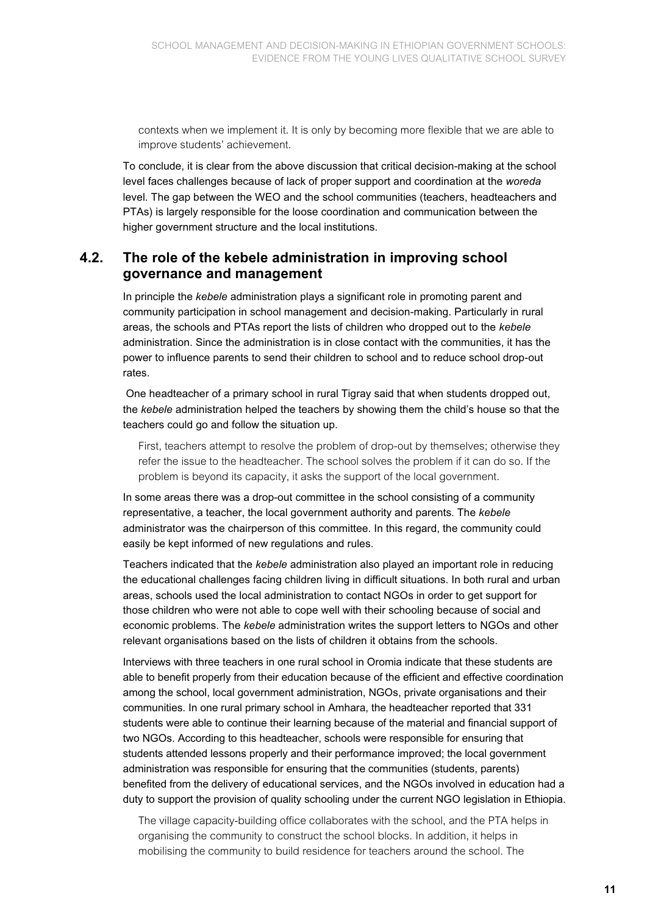contexts when we implement it. It is only by becoming more flexible that we are able to improve students' achievement.

To conclude, it is clear from the above discussion that critical decision-making at the school level faces challenges because of lack of proper support and coordination at the *woreda* level. The gap between the WEO and the school communities (teachers, headteachers and PTAs) is largely responsible for the loose coordination and communication between the higher government structure and the local institutions.

## 4.2. The role of the kebele administration in improving school governance and management

In principle the *kebele* administration plays a significant role in promoting parent and community participation in school management and decision-making. Particularly in rural areas, the schools and PTAs report the lists of children who dropped out to the *kebele* administration. Since the administration is in close contact with the communities, it has the power to influence parents to send their children to school and to reduce school drop-out rates.

One headteacher of a primary school in rural Tigray said that when students dropped out, the *kebele* administration helped the teachers by showing them the child's house so that the teachers could go and follow the situation up.

> First, teachers attempt to resolve the problem of drop-out by themselves; otherwise they refer the issue to the headteacher. The school solves the problem if it can do so. If the problem is beyond its capacity, it asks the support of the local government.

In some areas there was a drop-out committee in the school consisting of a community representative, a teacher, the local government authority and parents. The *kebele* administrator was the chairperson of this committee. In this regard, the community could easily be kept informed of new regulations and rules.

Teachers indicated that the *kebele* administration also played an important role in reducing the educational challenges facing children living in difficult situations. In both rural and urban areas, schools used the local administration to contact NGOs in order to get support for those children who were not able to cope well with their schooling because of social and economic problems. The *kebele* administration writes the support letters to NGOs and other relevant organisations based on the lists of children it obtains from the schools.

Interviews with three teachers in one rural school in Oromia indicate that these students are able to benefit properly from their education because of the efficient and effective coordination among the school, local government administration, NGOs, private organisations and their communities. In one rural primary school in Amhara, the headteacher reported that 331 students were able to continue their learning because of the material and financial support of two NGOs. According to this headteacher, schools were responsible for ensuring that students attended lessons properly and their performance improved; the local government administration was responsible for ensuring that the communities (students, parents) benefited from the delivery of educational services, and the NGOs involved in education had a duty to support the provision of quality schooling under the current NGO legislation in Ethiopia.

> The village capacity-building office collaborates with the school, and the PTA helps in organising the community to construct the school blocks. In addition, it helps in mobilising the community to build residence for teachers around the school. The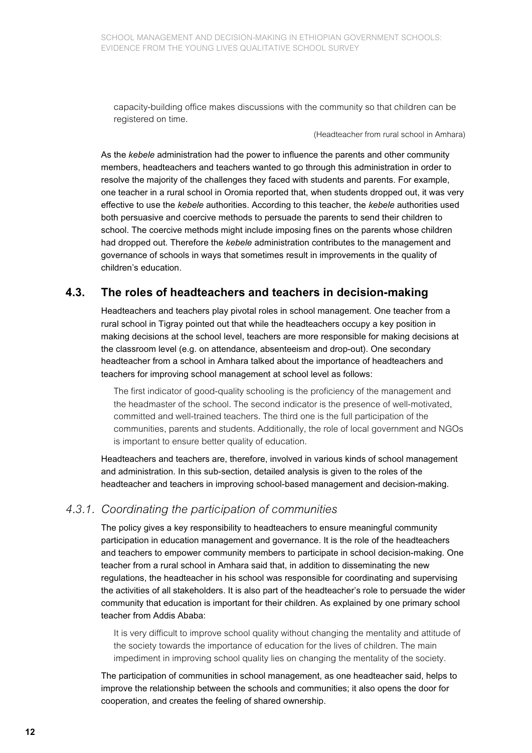> capacity-building office makes discussions with the community so that children can be registered on time.
>
> (Headteacher from rural school in Amhara)

As the *kebele* administration had the power to influence the parents and other community members, headteachers and teachers wanted to go through this administration in order to resolve the majority of the challenges they faced with students and parents. For example, one teacher in a rural school in Oromia reported that, when students dropped out, it was very effective to use the *kebele* authorities. According to this teacher, the *kebele* authorities used both persuasive and coercive methods to persuade the parents to send their children to school. The coercive methods might include imposing fines on the parents whose children had dropped out. Therefore the *kebele* administration contributes to the management and governance of schools in ways that sometimes result in improvements in the quality of children's education.

## 4.3. The roles of headteachers and teachers in decision-making

Headteachers and teachers play pivotal roles in school management. One teacher from a rural school in Tigray pointed out that while the headteachers occupy a key position in making decisions at the school level, teachers are more responsible for making decisions at the classroom level (e.g. on attendance, absenteeism and drop-out). One secondary headteacher from a school in Amhara talked about the importance of headteachers and teachers for improving school management at school level as follows:

> The first indicator of good-quality schooling is the proficiency of the management and the headmaster of the school. The second indicator is the presence of well-motivated, committed and well-trained teachers. The third one is the full participation of the communities, parents and students. Additionally, the role of local government and NGOs is important to ensure better quality of education.

Headteachers and teachers are, therefore, involved in various kinds of school management and administration. In this sub-section, detailed analysis is given to the roles of the headteacher and teachers in improving school-based management and decision-making.

### *4.3.1. Coordinating the participation of communities*

The policy gives a key responsibility to headteachers to ensure meaningful community participation in education management and governance. It is the role of the headteachers and teachers to empower community members to participate in school decision-making. One teacher from a rural school in Amhara said that, in addition to disseminating the new regulations, the headteacher in his school was responsible for coordinating and supervising the activities of all stakeholders. It is also part of the headteacher's role to persuade the wider community that education is important for their children. As explained by one primary school teacher from Addis Ababa:

> It is very difficult to improve school quality without changing the mentality and attitude of the society towards the importance of education for the lives of children. The main impediment in improving school quality lies on changing the mentality of the society.

The participation of communities in school management, as one headteacher said, helps to improve the relationship between the schools and communities; it also opens the door for cooperation, and creates the feeling of shared ownership.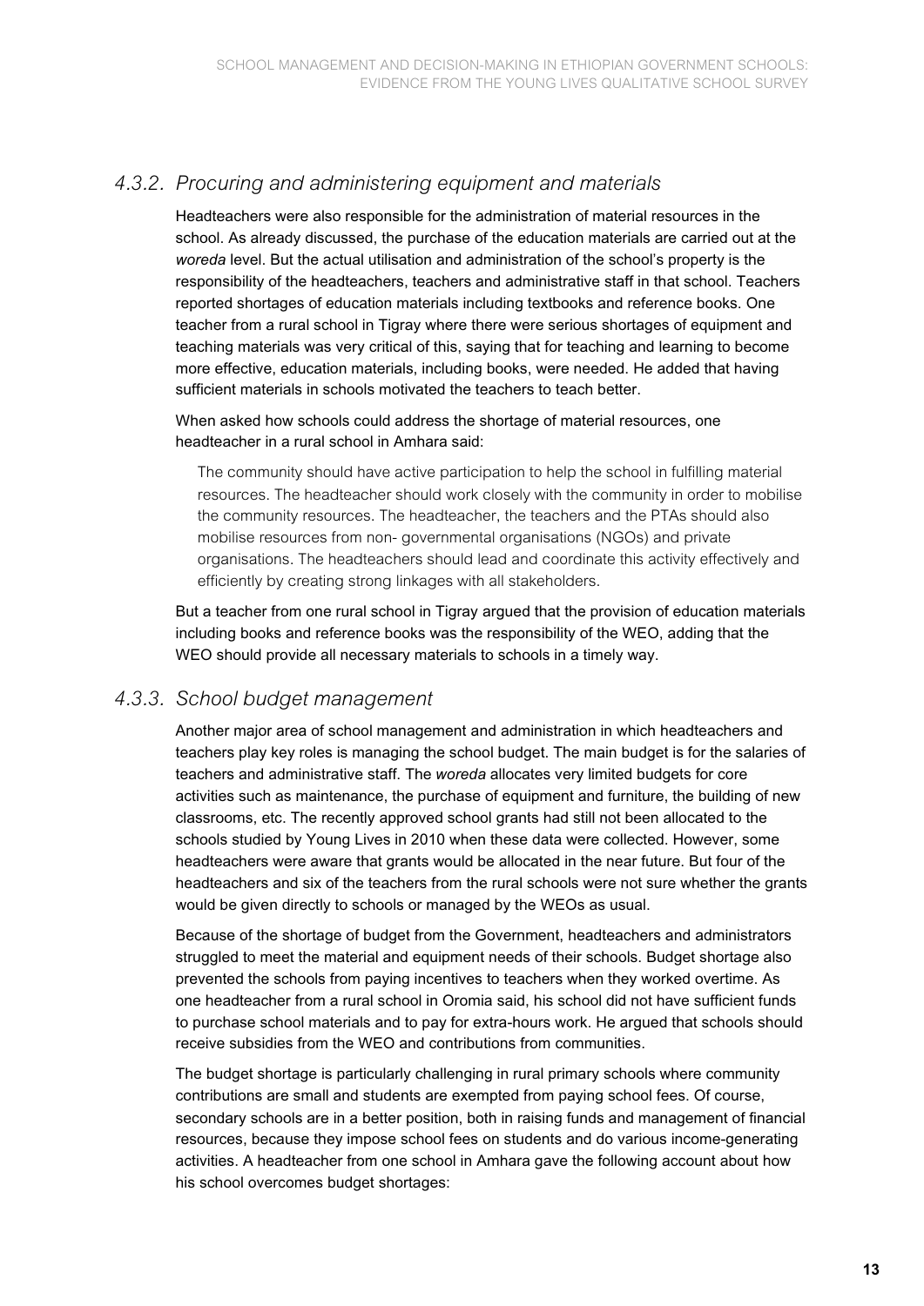### *4.3.2. Procuring and administering equipment and materials*

Headteachers were also responsible for the administration of material resources in the school. As already discussed, the purchase of the education materials are carried out at the *woreda* level. But the actual utilisation and administration of the school's property is the responsibility of the headteachers, teachers and administrative staff in that school. Teachers reported shortages of education materials including textbooks and reference books. One teacher from a rural school in Tigray where there were serious shortages of equipment and teaching materials was very critical of this, saying that for teaching and learning to become more effective, education materials, including books, were needed. He added that having sufficient materials in schools motivated the teachers to teach better.

When asked how schools could address the shortage of material resources, one headteacher in a rural school in Amhara said:

> The community should have active participation to help the school in fulfilling material resources. The headteacher should work closely with the community in order to mobilise the community resources. The headteacher, the teachers and the PTAs should also mobilise resources from non- governmental organisations (NGOs) and private organisations. The headteachers should lead and coordinate this activity effectively and efficiently by creating strong linkages with all stakeholders.

But a teacher from one rural school in Tigray argued that the provision of education materials including books and reference books was the responsibility of the WEO, adding that the WEO should provide all necessary materials to schools in a timely way.

### *4.3.3. School budget management*

Another major area of school management and administration in which headteachers and teachers play key roles is managing the school budget. The main budget is for the salaries of teachers and administrative staff. The *woreda* allocates very limited budgets for core activities such as maintenance, the purchase of equipment and furniture, the building of new classrooms, etc. The recently approved school grants had still not been allocated to the schools studied by Young Lives in 2010 when these data were collected. However, some headteachers were aware that grants would be allocated in the near future. But four of the headteachers and six of the teachers from the rural schools were not sure whether the grants would be given directly to schools or managed by the WEOs as usual.

Because of the shortage of budget from the Government, headteachers and administrators struggled to meet the material and equipment needs of their schools. Budget shortage also prevented the schools from paying incentives to teachers when they worked overtime. As one headteacher from a rural school in Oromia said, his school did not have sufficient funds to purchase school materials and to pay for extra-hours work. He argued that schools should receive subsidies from the WEO and contributions from communities.

The budget shortage is particularly challenging in rural primary schools where community contributions are small and students are exempted from paying school fees. Of course, secondary schools are in a better position, both in raising funds and management of financial resources, because they impose school fees on students and do various income-generating activities. A headteacher from one school in Amhara gave the following account about how his school overcomes budget shortages: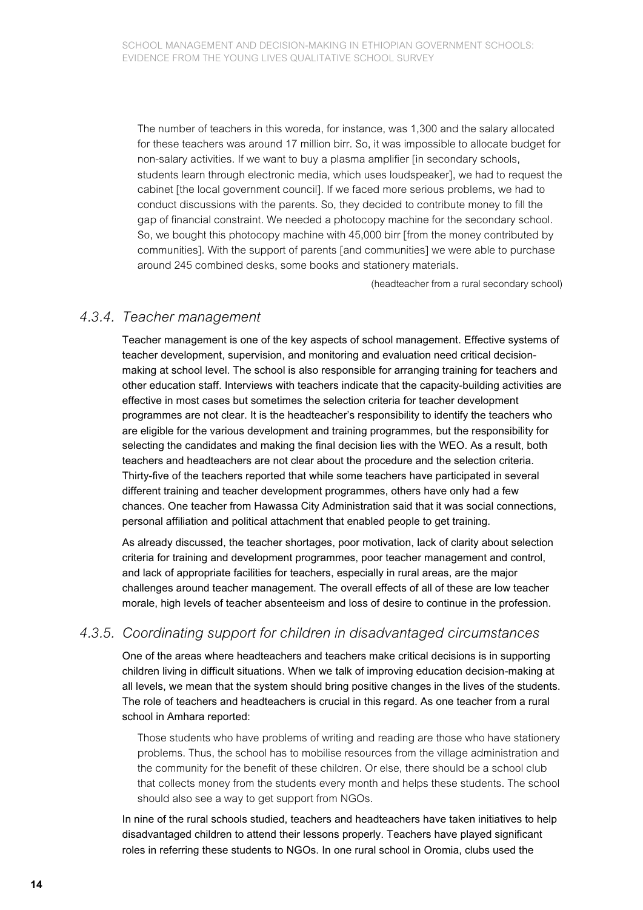> The number of teachers in this woreda, for instance, was 1,300 and the salary allocated for these teachers was around 17 million birr. So, it was impossible to allocate budget for non-salary activities. If we want to buy a plasma amplifier [in secondary schools, students learn through electronic media, which uses loudspeaker], we had to request the cabinet [the local government council]. If we faced more serious problems, we had to conduct discussions with the parents. So, they decided to contribute money to fill the gap of financial constraint. We needed a photocopy machine for the secondary school. So, we bought this photocopy machine with 45,000 birr [from the money contributed by communities]. With the support of parents [and communities] we were able to purchase around 245 combined desks, some books and stationery materials.
>
> (headteacher from a rural secondary school)

### *4.3.4. Teacher management*

Teacher management is one of the key aspects of school management. Effective systems of teacher development, supervision, and monitoring and evaluation need critical decision-making at school level. The school is also responsible for arranging training for teachers and other education staff. Interviews with teachers indicate that the capacity-building activities are effective in most cases but sometimes the selection criteria for teacher development programmes are not clear. It is the headteacher's responsibility to identify the teachers who are eligible for the various development and training programmes, but the responsibility for selecting the candidates and making the final decision lies with the WEO. As a result, both teachers and headteachers are not clear about the procedure and the selection criteria. Thirty-five of the teachers reported that while some teachers have participated in several different training and teacher development programmes, others have only had a few chances. One teacher from Hawassa City Administration said that it was social connections, personal affiliation and political attachment that enabled people to get training.

As already discussed, the teacher shortages, poor motivation, lack of clarity about selection criteria for training and development programmes, poor teacher management and control, and lack of appropriate facilities for teachers, especially in rural areas, are the major challenges around teacher management. The overall effects of all of these are low teacher morale, high levels of teacher absenteeism and loss of desire to continue in the profession.

### *4.3.5. Coordinating support for children in disadvantaged circumstances*

One of the areas where headteachers and teachers make critical decisions is in supporting children living in difficult situations. When we talk of improving education decision-making at all levels, we mean that the system should bring positive changes in the lives of the students. The role of teachers and headteachers is crucial in this regard. As one teacher from a rural school in Amhara reported:

> Those students who have problems of writing and reading are those who have stationery problems. Thus, the school has to mobilise resources from the village administration and the community for the benefit of these children. Or else, there should be a school club that collects money from the students every month and helps these students. The school should also see a way to get support from NGOs.

In nine of the rural schools studied, teachers and headteachers have taken initiatives to help disadvantaged children to attend their lessons properly. Teachers have played significant roles in referring these students to NGOs. In one rural school in Oromia, clubs used the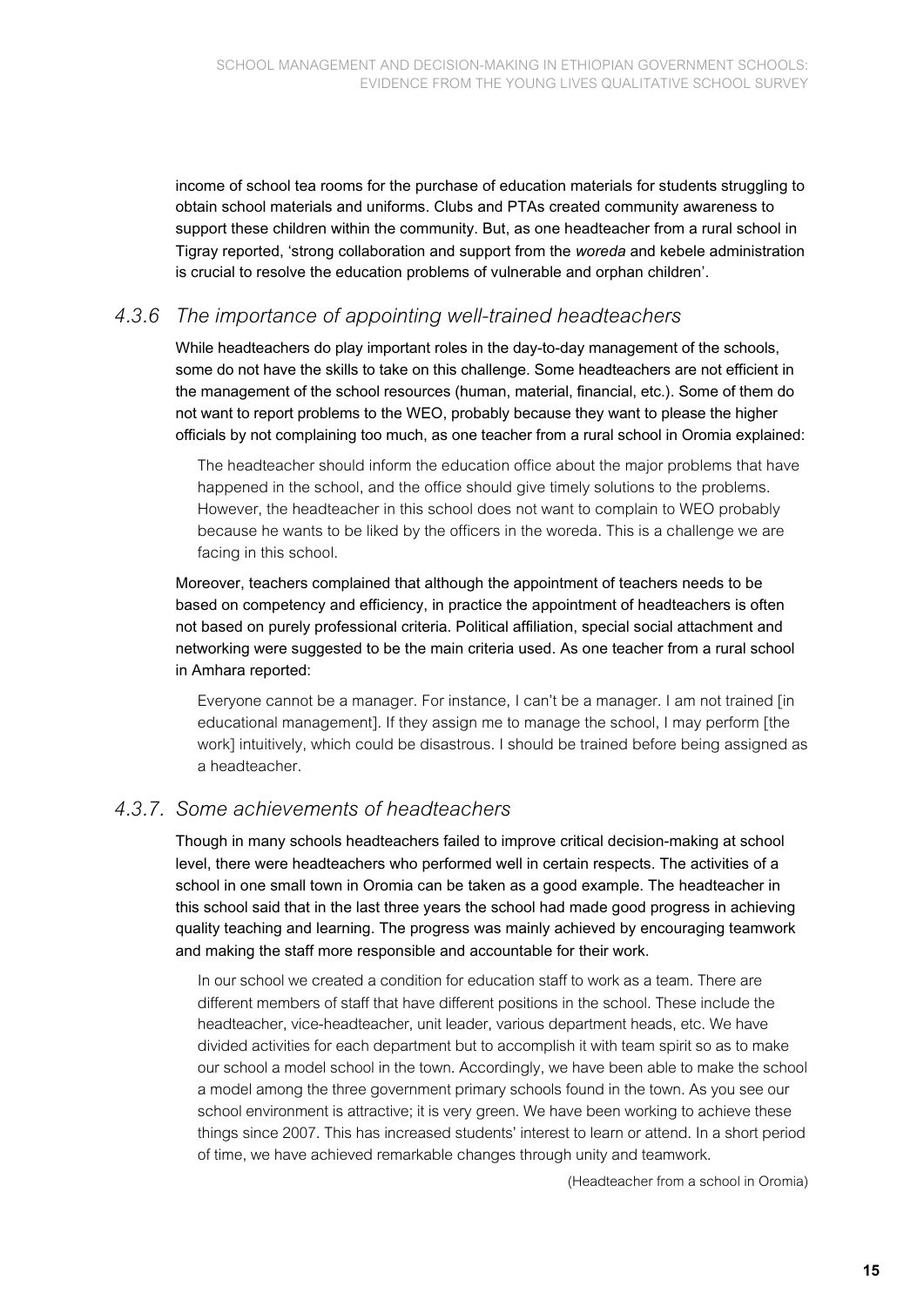income of school tea rooms for the purchase of education materials for students struggling to obtain school materials and uniforms. Clubs and PTAs created community awareness to support these children within the community. But, as one headteacher from a rural school in Tigray reported, 'strong collaboration and support from the *woreda* and kebele administration is crucial to resolve the education problems of vulnerable and orphan children'.

### *4.3.6 The importance of appointing well-trained headteachers*

While headteachers do play important roles in the day-to-day management of the schools, some do not have the skills to take on this challenge. Some headteachers are not efficient in the management of the school resources (human, material, financial, etc.). Some of them do not want to report problems to the WEO, probably because they want to please the higher officials by not complaining too much, as one teacher from a rural school in Oromia explained:

> The headteacher should inform the education office about the major problems that have happened in the school, and the office should give timely solutions to the problems. However, the headteacher in this school does not want to complain to WEO probably because he wants to be liked by the officers in the woreda. This is a challenge we are facing in this school.

Moreover, teachers complained that although the appointment of teachers needs to be based on competency and efficiency, in practice the appointment of headteachers is often not based on purely professional criteria. Political affiliation, special social attachment and networking were suggested to be the main criteria used. As one teacher from a rural school in Amhara reported:

> Everyone cannot be a manager. For instance, I can't be a manager. I am not trained [in educational management]. If they assign me to manage the school, I may perform [the work] intuitively, which could be disastrous. I should be trained before being assigned as a headteacher.

### *4.3.7. Some achievements of headteachers*

Though in many schools headteachers failed to improve critical decision-making at school level, there were headteachers who performed well in certain respects. The activities of a school in one small town in Oromia can be taken as a good example. The headteacher in this school said that in the last three years the school had made good progress in achieving quality teaching and learning. The progress was mainly achieved by encouraging teamwork and making the staff more responsible and accountable for their work.

> In our school we created a condition for education staff to work as a team. There are different members of staff that have different positions in the school. These include the headteacher, vice-headteacher, unit leader, various department heads, etc. We have divided activities for each department but to accomplish it with team spirit so as to make our school a model school in the town. Accordingly, we have been able to make the school a model among the three government primary schools found in the town. As you see our school environment is attractive; it is very green. We have been working to achieve these things since 2007. This has increased students' interest to learn or attend. In a short period of time, we have achieved remarkable changes through unity and teamwork.
>
> (Headteacher from a school in Oromia)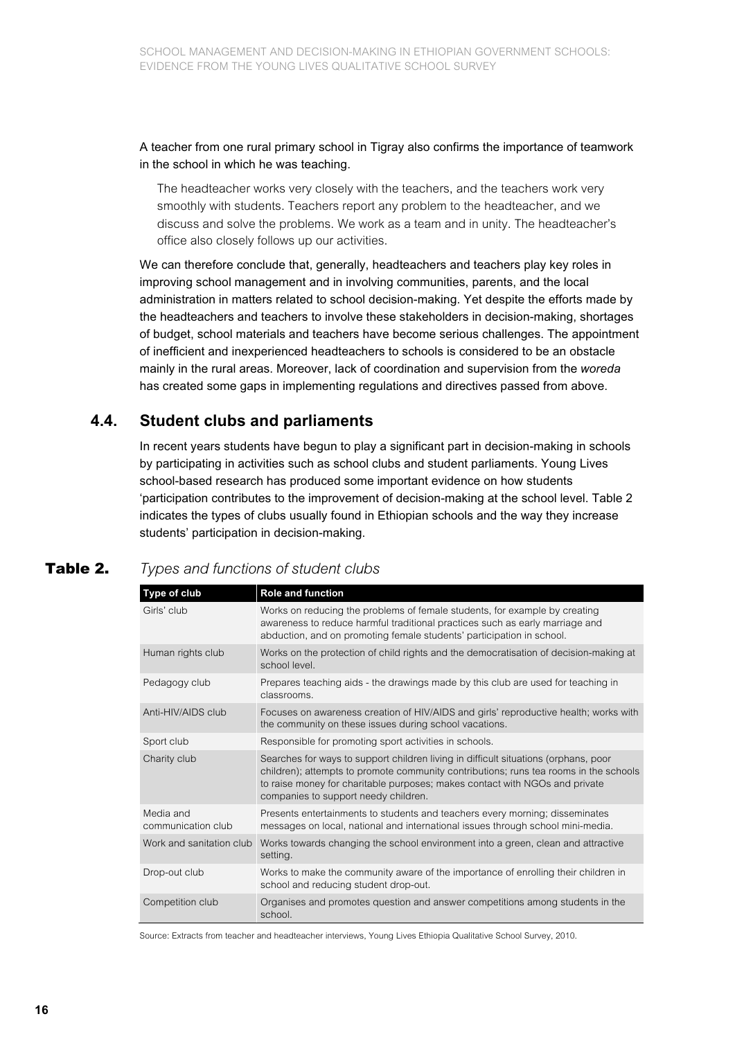A teacher from one rural primary school in Tigray also confirms the importance of teamwork in the school in which he was teaching.

> The headteacher works very closely with the teachers, and the teachers work very smoothly with students. Teachers report any problem to the headteacher, and we discuss and solve the problems. We work as a team and in unity. The headteacher's office also closely follows up our activities.

We can therefore conclude that, generally, headteachers and teachers play key roles in improving school management and in involving communities, parents, and the local administration in matters related to school decision-making. Yet despite the efforts made by the headteachers and teachers to involve these stakeholders in decision-making, shortages of budget, school materials and teachers have become serious challenges. The appointment of inefficient and inexperienced headteachers to schools is considered to be an obstacle mainly in the rural areas. Moreover, lack of coordination and supervision from the *woreda* has created some gaps in implementing regulations and directives passed from above.

## 4.4. Student clubs and parliaments

In recent years students have begun to play a significant part in decision-making in schools by participating in activities such as school clubs and student parliaments. Young Lives school-based research has produced some important evidence on how students 'participation contributes to the improvement of decision-making at the school level. Table 2 indicates the types of clubs usually found in Ethiopian schools and the way they increase students' participation in decision-making.

**Table 2.** *Types and functions of student clubs*

| Type of club | Role and function |
|---|---|
| Girls' club | Works on reducing the problems of female students, for example by creating awareness to reduce harmful traditional practices such as early marriage and abduction, and on promoting female students' participation in school. |
| Human rights club | Works on the protection of child rights and the democratisation of decision-making at school level. |
| Pedagogy club | Prepares teaching aids - the drawings made by this club are used for teaching in classrooms. |
| Anti-HIV/AIDS club | Focuses on awareness creation of HIV/AIDS and girls' reproductive health; works with the community on these issues during school vacations. |
| Sport club | Responsible for promoting sport activities in schools. |
| Charity club | Searches for ways to support children living in difficult situations (orphans, poor children); attempts to promote community contributions; runs tea rooms in the schools to raise money for charitable purposes; makes contact with NGOs and private companies to support needy children. |
| Media and communication club | Presents entertainments to students and teachers every morning; disseminates messages on local, national and international issues through school mini-media. |
| Work and sanitation club | Works towards changing the school environment into a green, clean and attractive setting. |
| Drop-out club | Works to make the community aware of the importance of enrolling their children in school and reducing student drop-out. |
| Competition club | Organises and promotes question and answer competitions among students in the school. |

Source: Extracts from teacher and headteacher interviews, Young Lives Ethiopia Qualitative School Survey, 2010.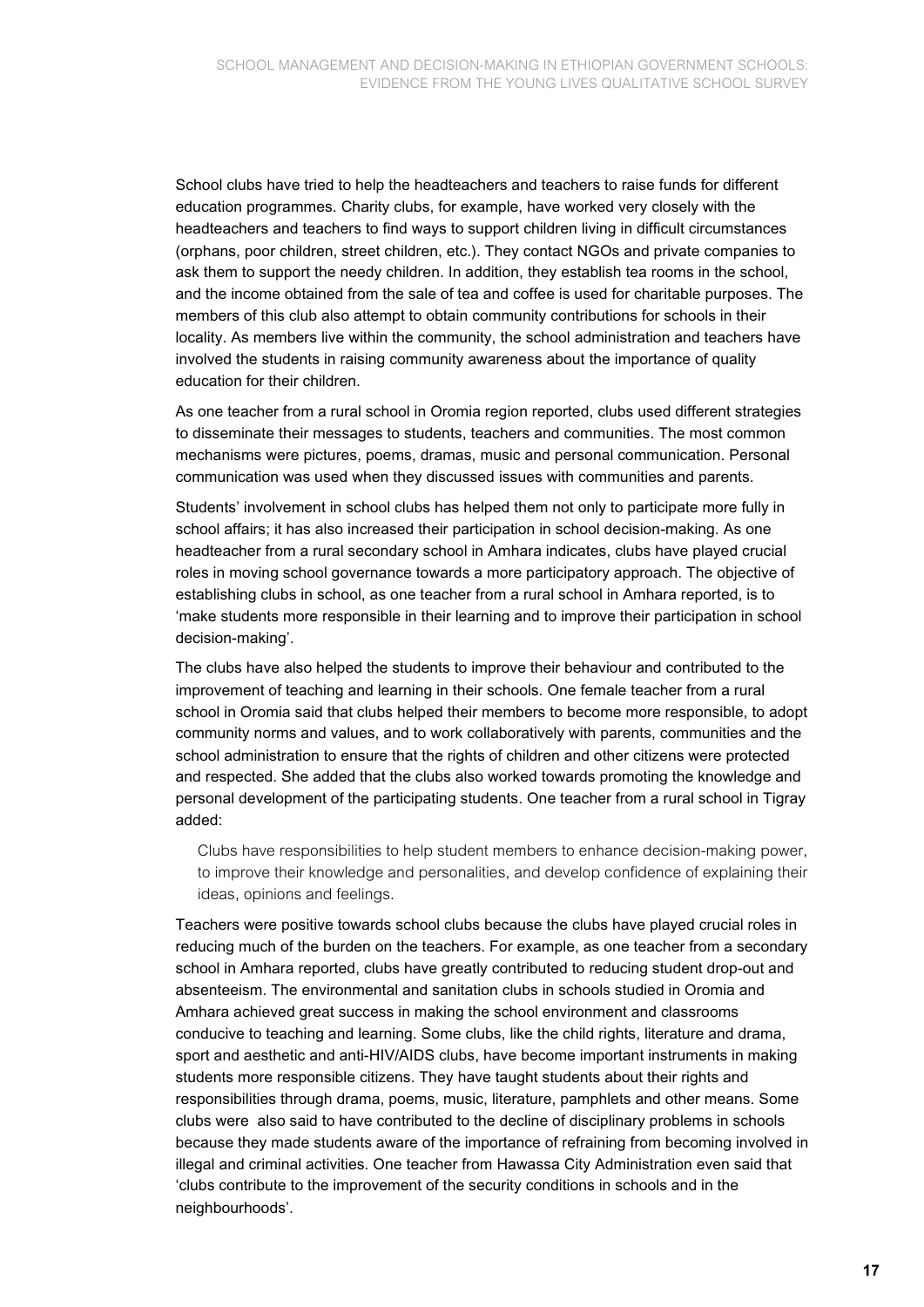School clubs have tried to help the headteachers and teachers to raise funds for different education programmes. Charity clubs, for example, have worked very closely with the headteachers and teachers to find ways to support children living in difficult circumstances (orphans, poor children, street children, etc.). They contact NGOs and private companies to ask them to support the needy children. In addition, they establish tea rooms in the school, and the income obtained from the sale of tea and coffee is used for charitable purposes. The members of this club also attempt to obtain community contributions for schools in their locality. As members live within the community, the school administration and teachers have involved the students in raising community awareness about the importance of quality education for their children.

As one teacher from a rural school in Oromia region reported, clubs used different strategies to disseminate their messages to students, teachers and communities. The most common mechanisms were pictures, poems, dramas, music and personal communication. Personal communication was used when they discussed issues with communities and parents.

Students' involvement in school clubs has helped them not only to participate more fully in school affairs; it has also increased their participation in school decision-making. As one headteacher from a rural secondary school in Amhara indicates, clubs have played crucial roles in moving school governance towards a more participatory approach. The objective of establishing clubs in school, as one teacher from a rural school in Amhara reported, is to 'make students more responsible in their learning and to improve their participation in school decision-making'.

The clubs have also helped the students to improve their behaviour and contributed to the improvement of teaching and learning in their schools. One female teacher from a rural school in Oromia said that clubs helped their members to become more responsible, to adopt community norms and values, and to work collaboratively with parents, communities and the school administration to ensure that the rights of children and other citizens were protected and respected. She added that the clubs also worked towards promoting the knowledge and personal development of the participating students. One teacher from a rural school in Tigray added:

> Clubs have responsibilities to help student members to enhance decision-making power, to improve their knowledge and personalities, and develop confidence of explaining their ideas, opinions and feelings.

Teachers were positive towards school clubs because the clubs have played crucial roles in reducing much of the burden on the teachers. For example, as one teacher from a secondary school in Amhara reported, clubs have greatly contributed to reducing student drop-out and absenteeism. The environmental and sanitation clubs in schools studied in Oromia and Amhara achieved great success in making the school environment and classrooms conducive to teaching and learning. Some clubs, like the child rights, literature and drama, sport and aesthetic and anti-HIV/AIDS clubs, have become important instruments in making students more responsible citizens. They have taught students about their rights and responsibilities through drama, poems, music, literature, pamphlets and other means. Some clubs were also said to have contributed to the decline of disciplinary problems in schools because they made students aware of the importance of refraining from becoming involved in illegal and criminal activities. One teacher from Hawassa City Administration even said that 'clubs contribute to the improvement of the security conditions in schools and in the neighbourhoods'.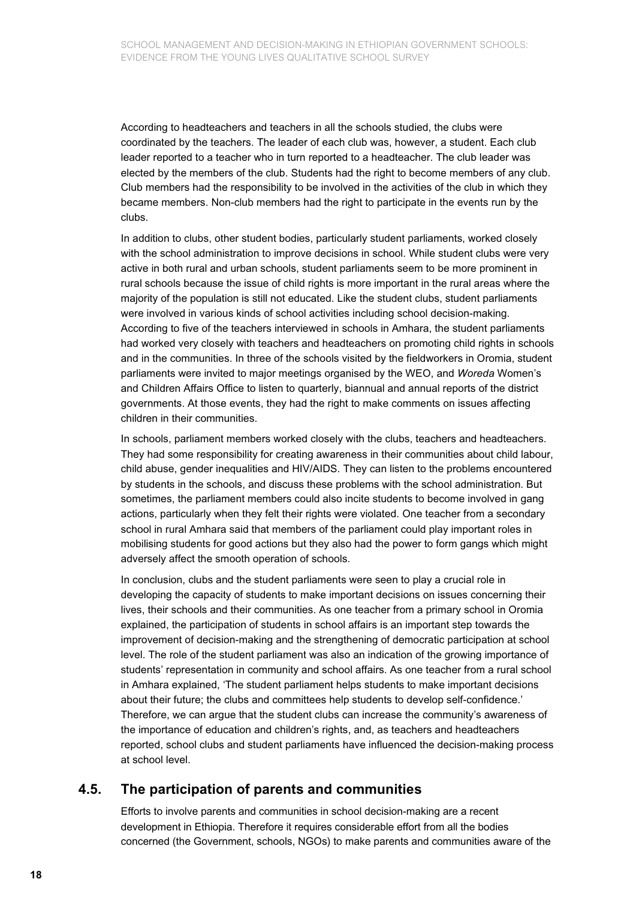According to headteachers and teachers in all the schools studied, the clubs were coordinated by the teachers. The leader of each club was, however, a student. Each club leader reported to a teacher who in turn reported to a headteacher. The club leader was elected by the members of the club. Students had the right to become members of any club. Club members had the responsibility to be involved in the activities of the club in which they became members. Non-club members had the right to participate in the events run by the clubs.

In addition to clubs, other student bodies, particularly student parliaments, worked closely with the school administration to improve decisions in school. While student clubs were very active in both rural and urban schools, student parliaments seem to be more prominent in rural schools because the issue of child rights is more important in the rural areas where the majority of the population is still not educated. Like the student clubs, student parliaments were involved in various kinds of school activities including school decision-making. According to five of the teachers interviewed in schools in Amhara, the student parliaments had worked very closely with teachers and headteachers on promoting child rights in schools and in the communities. In three of the schools visited by the fieldworkers in Oromia, student parliaments were invited to major meetings organised by the WEO, and *Woreda* Women's and Children Affairs Office to listen to quarterly, biannual and annual reports of the district governments. At those events, they had the right to make comments on issues affecting children in their communities.

In schools, parliament members worked closely with the clubs, teachers and headteachers. They had some responsibility for creating awareness in their communities about child labour, child abuse, gender inequalities and HIV/AIDS. They can listen to the problems encountered by students in the schools, and discuss these problems with the school administration. But sometimes, the parliament members could also incite students to become involved in gang actions, particularly when they felt their rights were violated. One teacher from a secondary school in rural Amhara said that members of the parliament could play important roles in mobilising students for good actions but they also had the power to form gangs which might adversely affect the smooth operation of schools.

In conclusion, clubs and the student parliaments were seen to play a crucial role in developing the capacity of students to make important decisions on issues concerning their lives, their schools and their communities. As one teacher from a primary school in Oromia explained, the participation of students in school affairs is an important step towards the improvement of decision-making and the strengthening of democratic participation at school level. The role of the student parliament was also an indication of the growing importance of students' representation in community and school affairs. As one teacher from a rural school in Amhara explained, 'The student parliament helps students to make important decisions about their future; the clubs and committees help students to develop self-confidence.' Therefore, we can argue that the student clubs can increase the community's awareness of the importance of education and children's rights, and, as teachers and headteachers reported, school clubs and student parliaments have influenced the decision-making process at school level.

## 4.5. The participation of parents and communities

Efforts to involve parents and communities in school decision-making are a recent development in Ethiopia. Therefore it requires considerable effort from all the bodies concerned (the Government, schools, NGOs) to make parents and communities aware of the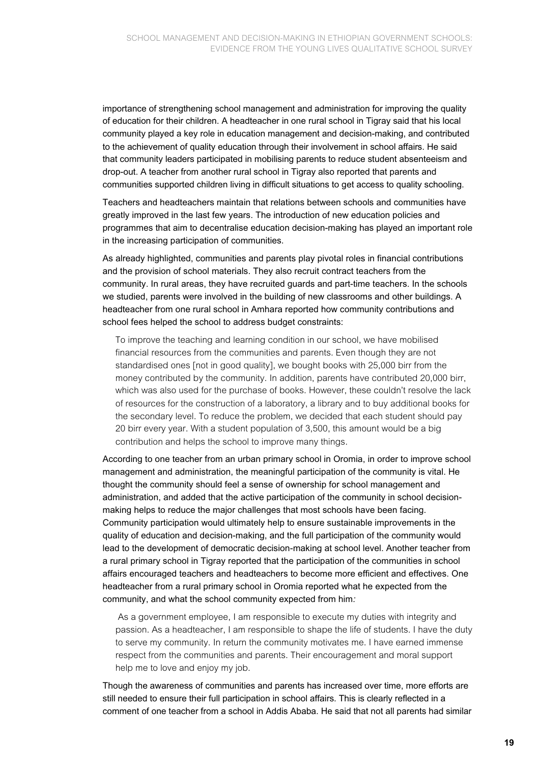importance of strengthening school management and administration for improving the quality of education for their children. A headteacher in one rural school in Tigray said that his local community played a key role in education management and decision-making, and contributed to the achievement of quality education through their involvement in school affairs. He said that community leaders participated in mobilising parents to reduce student absenteeism and drop-out. A teacher from another rural school in Tigray also reported that parents and communities supported children living in difficult situations to get access to quality schooling.

Teachers and headteachers maintain that relations between schools and communities have greatly improved in the last few years. The introduction of new education policies and programmes that aim to decentralise education decision-making has played an important role in the increasing participation of communities.

As already highlighted, communities and parents play pivotal roles in financial contributions and the provision of school materials. They also recruit contract teachers from the community. In rural areas, they have recruited guards and part-time teachers. In the schools we studied, parents were involved in the building of new classrooms and other buildings. A headteacher from one rural school in Amhara reported how community contributions and school fees helped the school to address budget constraints:

> To improve the teaching and learning condition in our school, we have mobilised financial resources from the communities and parents. Even though they are not standardised ones [not in good quality], we bought books with 25,000 birr from the money contributed by the community. In addition, parents have contributed 20,000 birr, which was also used for the purchase of books. However, these couldn't resolve the lack of resources for the construction of a laboratory, a library and to buy additional books for the secondary level. To reduce the problem, we decided that each student should pay 20 birr every year. With a student population of 3,500, this amount would be a big contribution and helps the school to improve many things.

According to one teacher from an urban primary school in Oromia, in order to improve school management and administration, the meaningful participation of the community is vital. He thought the community should feel a sense of ownership for school management and administration, and added that the active participation of the community in school decision-making helps to reduce the major challenges that most schools have been facing. Community participation would ultimately help to ensure sustainable improvements in the quality of education and decision-making, and the full participation of the community would lead to the development of democratic decision-making at school level. Another teacher from a rural primary school in Tigray reported that the participation of the communities in school affairs encouraged teachers and headteachers to become more efficient and effectives. One headteacher from a rural primary school in Oromia reported what he expected from the community, and what the school community expected from him*:*

> As a government employee, I am responsible to execute my duties with integrity and passion. As a headteacher, I am responsible to shape the life of students. I have the duty to serve my community. In return the community motivates me. I have earned immense respect from the communities and parents. Their encouragement and moral support help me to love and enjoy my job.

Though the awareness of communities and parents has increased over time, more efforts are still needed to ensure their full participation in school affairs. This is clearly reflected in a comment of one teacher from a school in Addis Ababa. He said that not all parents had similar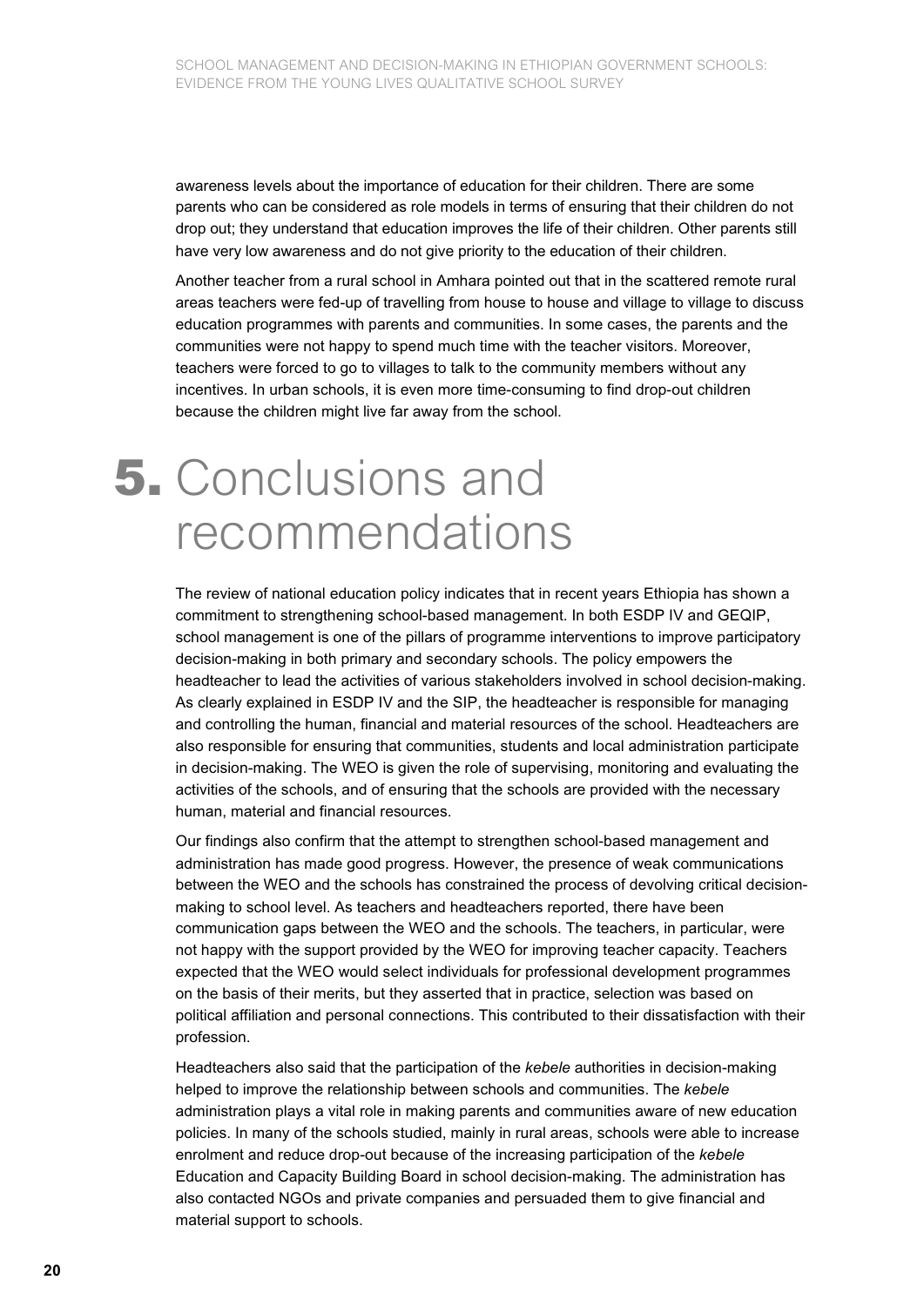awareness levels about the importance of education for their children. There are some parents who can be considered as role models in terms of ensuring that their children do not drop out; they understand that education improves the life of their children. Other parents still have very low awareness and do not give priority to the education of their children.

Another teacher from a rural school in Amhara pointed out that in the scattered remote rural areas teachers were fed-up of travelling from house to house and village to village to discuss education programmes with parents and communities. In some cases, the parents and the communities were not happy to spend much time with the teacher visitors. Moreover, teachers were forced to go to villages to talk to the community members without any incentives. In urban schools, it is even more time-consuming to find drop-out children because the children might live far away from the school.

# 5. Conclusions and recommendations

The review of national education policy indicates that in recent years Ethiopia has shown a commitment to strengthening school-based management. In both ESDP IV and GEQIP, school management is one of the pillars of programme interventions to improve participatory decision-making in both primary and secondary schools. The policy empowers the headteacher to lead the activities of various stakeholders involved in school decision-making. As clearly explained in ESDP IV and the SIP, the headteacher is responsible for managing and controlling the human, financial and material resources of the school. Headteachers are also responsible for ensuring that communities, students and local administration participate in decision-making. The WEO is given the role of supervising, monitoring and evaluating the activities of the schools, and of ensuring that the schools are provided with the necessary human, material and financial resources.

Our findings also confirm that the attempt to strengthen school-based management and administration has made good progress. However, the presence of weak communications between the WEO and the schools has constrained the process of devolving critical decision-making to school level. As teachers and headteachers reported, there have been communication gaps between the WEO and the schools. The teachers, in particular, were not happy with the support provided by the WEO for improving teacher capacity. Teachers expected that the WEO would select individuals for professional development programmes on the basis of their merits, but they asserted that in practice, selection was based on political affiliation and personal connections. This contributed to their dissatisfaction with their profession.

Headteachers also said that the participation of the *kebele* authorities in decision-making helped to improve the relationship between schools and communities. The *kebele* administration plays a vital role in making parents and communities aware of new education policies. In many of the schools studied, mainly in rural areas, schools were able to increase enrolment and reduce drop-out because of the increasing participation of the *kebele* Education and Capacity Building Board in school decision-making. The administration has also contacted NGOs and private companies and persuaded them to give financial and material support to schools.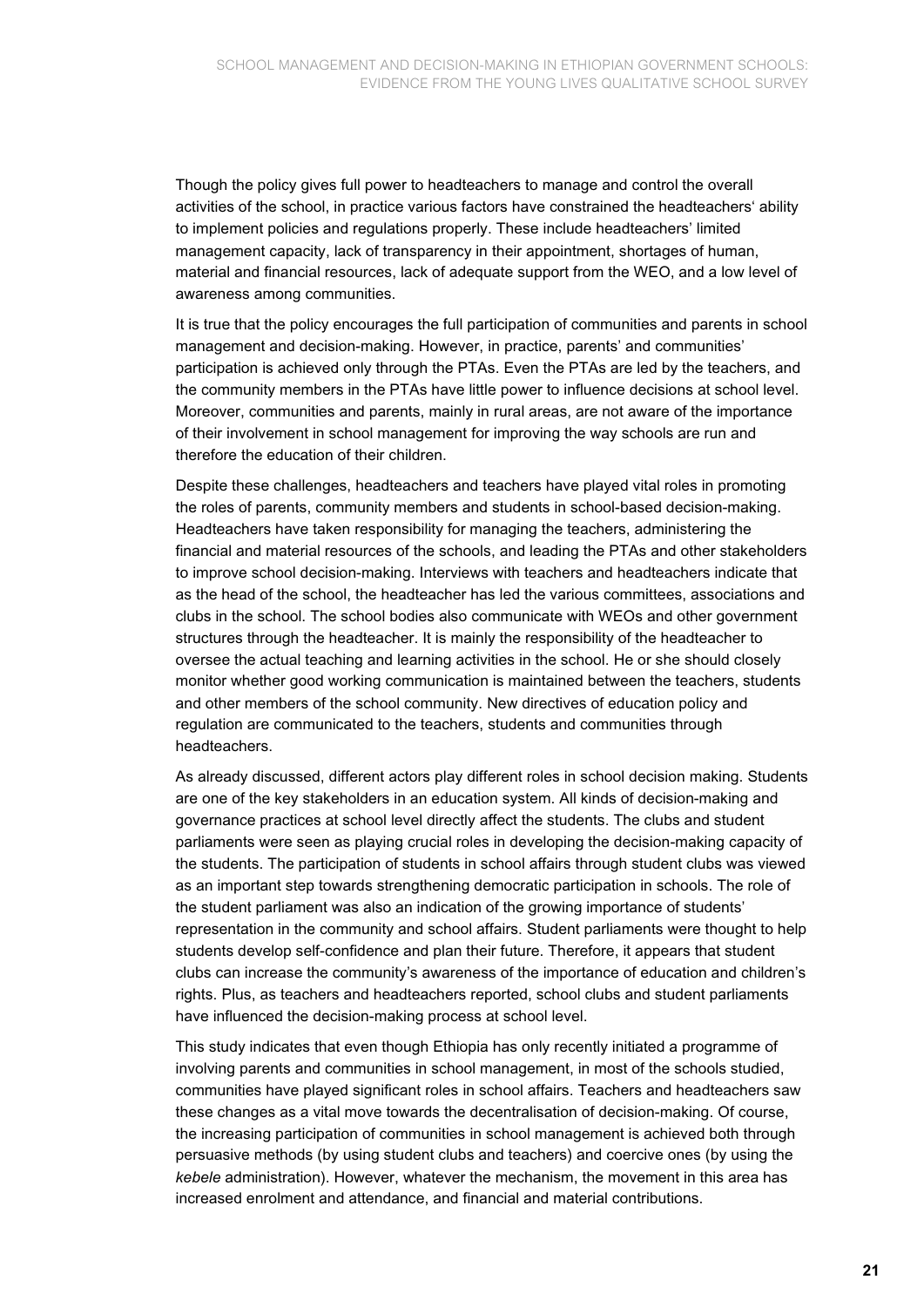Though the policy gives full power to headteachers to manage and control the overall activities of the school, in practice various factors have constrained the headteachers' ability to implement policies and regulations properly. These include headteachers' limited management capacity, lack of transparency in their appointment, shortages of human, material and financial resources, lack of adequate support from the WEO, and a low level of awareness among communities.

It is true that the policy encourages the full participation of communities and parents in school management and decision-making. However, in practice, parents' and communities' participation is achieved only through the PTAs. Even the PTAs are led by the teachers, and the community members in the PTAs have little power to influence decisions at school level. Moreover, communities and parents, mainly in rural areas, are not aware of the importance of their involvement in school management for improving the way schools are run and therefore the education of their children.

Despite these challenges, headteachers and teachers have played vital roles in promoting the roles of parents, community members and students in school-based decision-making. Headteachers have taken responsibility for managing the teachers, administering the financial and material resources of the schools, and leading the PTAs and other stakeholders to improve school decision-making. Interviews with teachers and headteachers indicate that as the head of the school, the headteacher has led the various committees, associations and clubs in the school. The school bodies also communicate with WEOs and other government structures through the headteacher. It is mainly the responsibility of the headteacher to oversee the actual teaching and learning activities in the school. He or she should closely monitor whether good working communication is maintained between the teachers, students and other members of the school community. New directives of education policy and regulation are communicated to the teachers, students and communities through headteachers.

As already discussed, different actors play different roles in school decision making. Students are one of the key stakeholders in an education system. All kinds of decision-making and governance practices at school level directly affect the students. The clubs and student parliaments were seen as playing crucial roles in developing the decision-making capacity of the students. The participation of students in school affairs through student clubs was viewed as an important step towards strengthening democratic participation in schools. The role of the student parliament was also an indication of the growing importance of students' representation in the community and school affairs. Student parliaments were thought to help students develop self-confidence and plan their future. Therefore, it appears that student clubs can increase the community's awareness of the importance of education and children's rights. Plus, as teachers and headteachers reported, school clubs and student parliaments have influenced the decision-making process at school level.

This study indicates that even though Ethiopia has only recently initiated a programme of involving parents and communities in school management, in most of the schools studied, communities have played significant roles in school affairs. Teachers and headteachers saw these changes as a vital move towards the decentralisation of decision-making. Of course, the increasing participation of communities in school management is achieved both through persuasive methods (by using student clubs and teachers) and coercive ones (by using the *kebele* administration). However, whatever the mechanism, the movement in this area has increased enrolment and attendance, and financial and material contributions.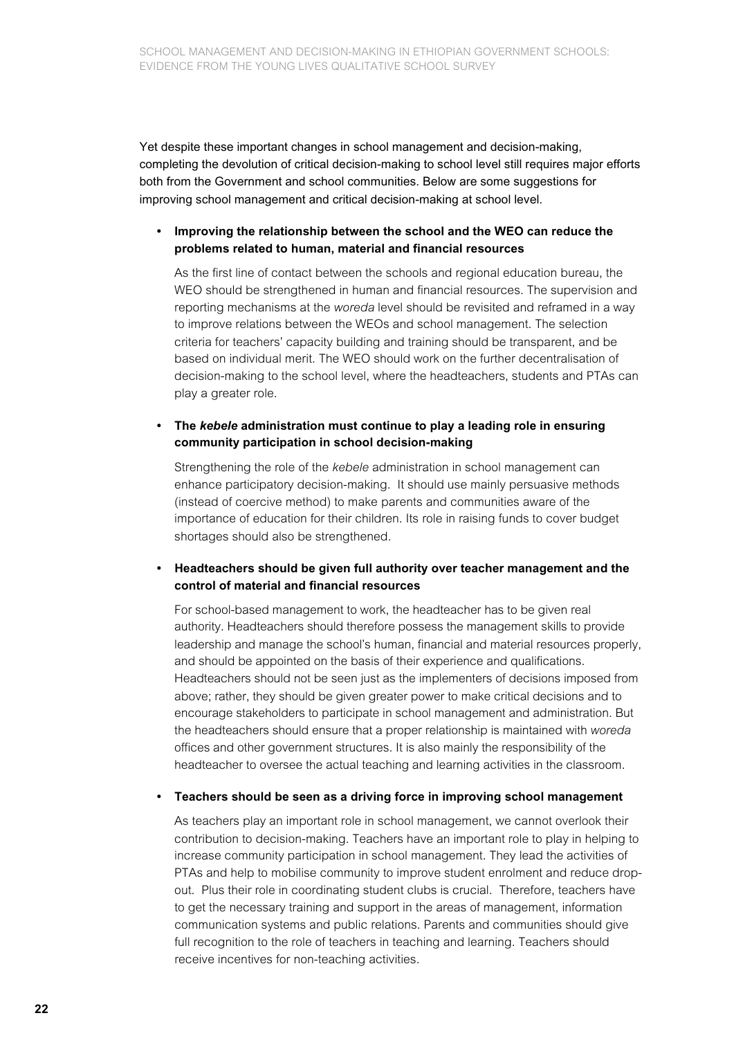Yet despite these important changes in school management and decision-making, completing the devolution of critical decision-making to school level still requires major efforts both from the Government and school communities. Below are some suggestions for improving school management and critical decision-making at school level.

- **Improving the relationship between the school and the WEO can reduce the problems related to human, material and financial resources**

  As the first line of contact between the schools and regional education bureau, the WEO should be strengthened in human and financial resources. The supervision and reporting mechanisms at the *woreda* level should be revisited and reframed in a way to improve relations between the WEOs and school management. The selection criteria for teachers' capacity building and training should be transparent, and be based on individual merit. The WEO should work on the further decentralisation of decision-making to the school level, where the headteachers, students and PTAs can play a greater role.

- **The *kebele* administration must continue to play a leading role in ensuring community participation in school decision-making**

  Strengthening the role of the *kebele* administration in school management can enhance participatory decision-making. It should use mainly persuasive methods (instead of coercive method) to make parents and communities aware of the importance of education for their children. Its role in raising funds to cover budget shortages should also be strengthened.

- **Headteachers should be given full authority over teacher management and the control of material and financial resources**

  For school-based management to work, the headteacher has to be given real authority. Headteachers should therefore possess the management skills to provide leadership and manage the school's human, financial and material resources properly, and should be appointed on the basis of their experience and qualifications. Headteachers should not be seen just as the implementers of decisions imposed from above; rather, they should be given greater power to make critical decisions and to encourage stakeholders to participate in school management and administration. But the headteachers should ensure that a proper relationship is maintained with *woreda* offices and other government structures. It is also mainly the responsibility of the headteacher to oversee the actual teaching and learning activities in the classroom.

- **Teachers should be seen as a driving force in improving school management**

  As teachers play an important role in school management, we cannot overlook their contribution to decision-making. Teachers have an important role to play in helping to increase community participation in school management. They lead the activities of PTAs and help to mobilise community to improve student enrolment and reduce drop-out. Plus their role in coordinating student clubs is crucial. Therefore, teachers have to get the necessary training and support in the areas of management, information communication systems and public relations. Parents and communities should give full recognition to the role of teachers in teaching and learning. Teachers should receive incentives for non-teaching activities.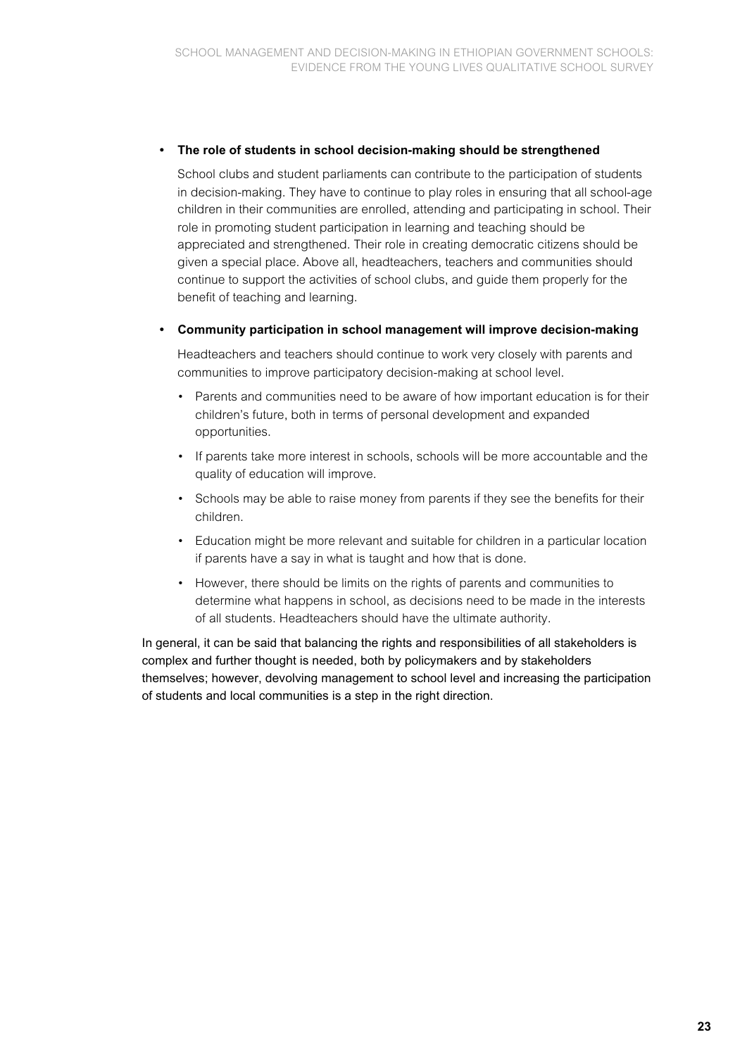- **The role of students in school decision-making should be strengthened**

  School clubs and student parliaments can contribute to the participation of students in decision-making. They have to continue to play roles in ensuring that all school-age children in their communities are enrolled, attending and participating in school. Their role in promoting student participation in learning and teaching should be appreciated and strengthened. Their role in creating democratic citizens should be given a special place. Above all, headteachers, teachers and communities should continue to support the activities of school clubs, and guide them properly for the benefit of teaching and learning.

- **Community participation in school management will improve decision-making**

  Headteachers and teachers should continue to work very closely with parents and communities to improve participatory decision-making at school level.

  - Parents and communities need to be aware of how important education is for their children's future, both in terms of personal development and expanded opportunities.
  - If parents take more interest in schools, schools will be more accountable and the quality of education will improve.
  - Schools may be able to raise money from parents if they see the benefits for their children.
  - Education might be more relevant and suitable for children in a particular location if parents have a say in what is taught and how that is done.
  - However, there should be limits on the rights of parents and communities to determine what happens in school, as decisions need to be made in the interests of all students. Headteachers should have the ultimate authority.

In general, it can be said that balancing the rights and responsibilities of all stakeholders is complex and further thought is needed, both by policymakers and by stakeholders themselves; however, devolving management to school level and increasing the participation of students and local communities is a step in the right direction.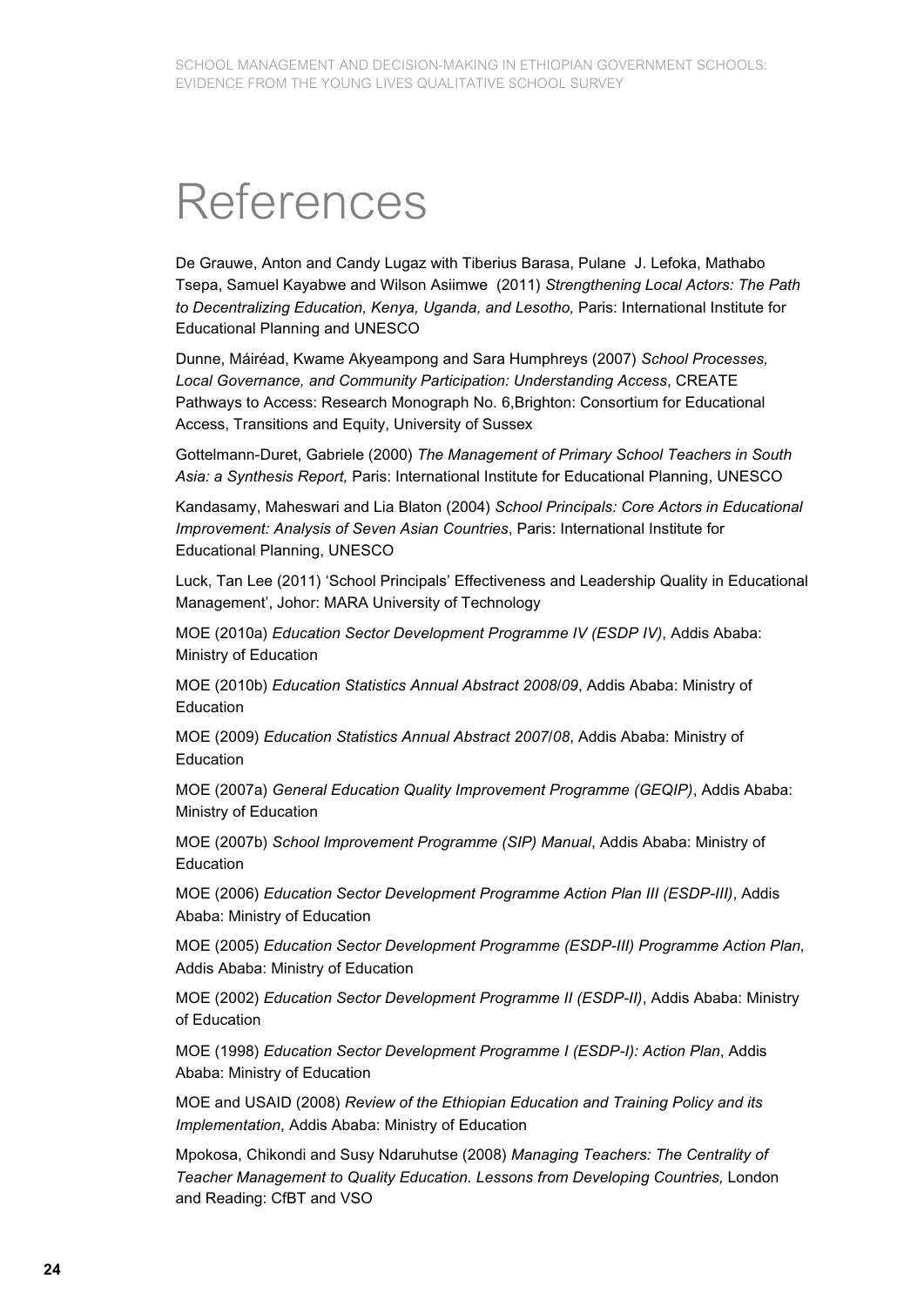# References

De Grauwe, Anton and Candy Lugaz with Tiberius Barasa, Pulane J. Lefoka, Mathabo Tsepa, Samuel Kayabwe and Wilson Asiimwe (2011) *Strengthening Local Actors: The Path to Decentralizing Education, Kenya, Uganda, and Lesotho,* Paris: International Institute for Educational Planning and UNESCO

Dunne, Máiréad, Kwame Akyeampong and Sara Humphreys (2007) *School Processes, Local Governance, and Community Participation: Understanding Access*, CREATE Pathways to Access: Research Monograph No. 6,Brighton: Consortium for Educational Access, Transitions and Equity, University of Sussex

Gottelmann-Duret, Gabriele (2000) *The Management of Primary School Teachers in South Asia: a Synthesis Report,* Paris: International Institute for Educational Planning, UNESCO

Kandasamy, Maheswari and Lia Blaton (2004) *School Principals: Core Actors in Educational Improvement: Analysis of Seven Asian Countries*, Paris: International Institute for Educational Planning, UNESCO

Luck, Tan Lee (2011) 'School Principals' Effectiveness and Leadership Quality in Educational Management', Johor: MARA University of Technology

MOE (2010a) *Education Sector Development Programme IV (ESDP IV)*, Addis Ababa: Ministry of Education

MOE (2010b) *Education Statistics Annual Abstract 2008/09*, Addis Ababa: Ministry of Education

MOE (2009) *Education Statistics Annual Abstract 2007/08*, Addis Ababa: Ministry of Education

MOE (2007a) *General Education Quality Improvement Programme (GEQIP)*, Addis Ababa: Ministry of Education

MOE (2007b) *School Improvement Programme (SIP) Manual*, Addis Ababa: Ministry of Education

MOE (2006) *Education Sector Development Programme Action Plan III (ESDP-III)*, Addis Ababa: Ministry of Education

MOE (2005) *Education Sector Development Programme (ESDP-III) Programme Action Plan,* Addis Ababa: Ministry of Education

MOE (2002) *Education Sector Development Programme II (ESDP-II)*, Addis Ababa: Ministry of Education

MOE (1998) *Education Sector Development Programme I (ESDP-I): Action Plan*, Addis Ababa: Ministry of Education

MOE and USAID (2008) *Review of the Ethiopian Education and Training Policy and its Implementation*, Addis Ababa: Ministry of Education

Mpokosa, Chikondi and Susy Ndaruhutse (2008) *Managing Teachers: The Centrality of Teacher Management to Quality Education. Lessons from Developing Countries,* London and Reading: CfBT and VSO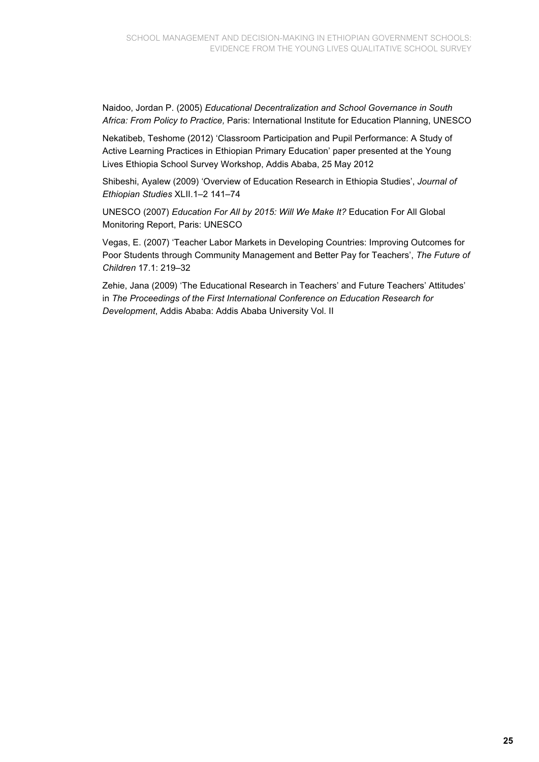Naidoo, Jordan P. (2005) *Educational Decentralization and School Governance in South Africa: From Policy to Practice,* Paris: International Institute for Education Planning, UNESCO

Nekatibeb, Teshome (2012) 'Classroom Participation and Pupil Performance: A Study of Active Learning Practices in Ethiopian Primary Education' paper presented at the Young Lives Ethiopia School Survey Workshop, Addis Ababa, 25 May 2012

Shibeshi, Ayalew (2009) 'Overview of Education Research in Ethiopia Studies', *Journal of Ethiopian Studies* XLII.1–2 141–74

UNESCO (2007) *Education For All by 2015: Will We Make It?* Education For All Global Monitoring Report, Paris: UNESCO

Vegas, E. (2007) 'Teacher Labor Markets in Developing Countries: Improving Outcomes for Poor Students through Community Management and Better Pay for Teachers', *The Future of Children* 17.1: 219–32

Zehie, Jana (2009) 'The Educational Research in Teachers' and Future Teachers' Attitudes' in *The Proceedings of the First International Conference on Education Research for Development*, Addis Ababa: Addis Ababa University Vol. II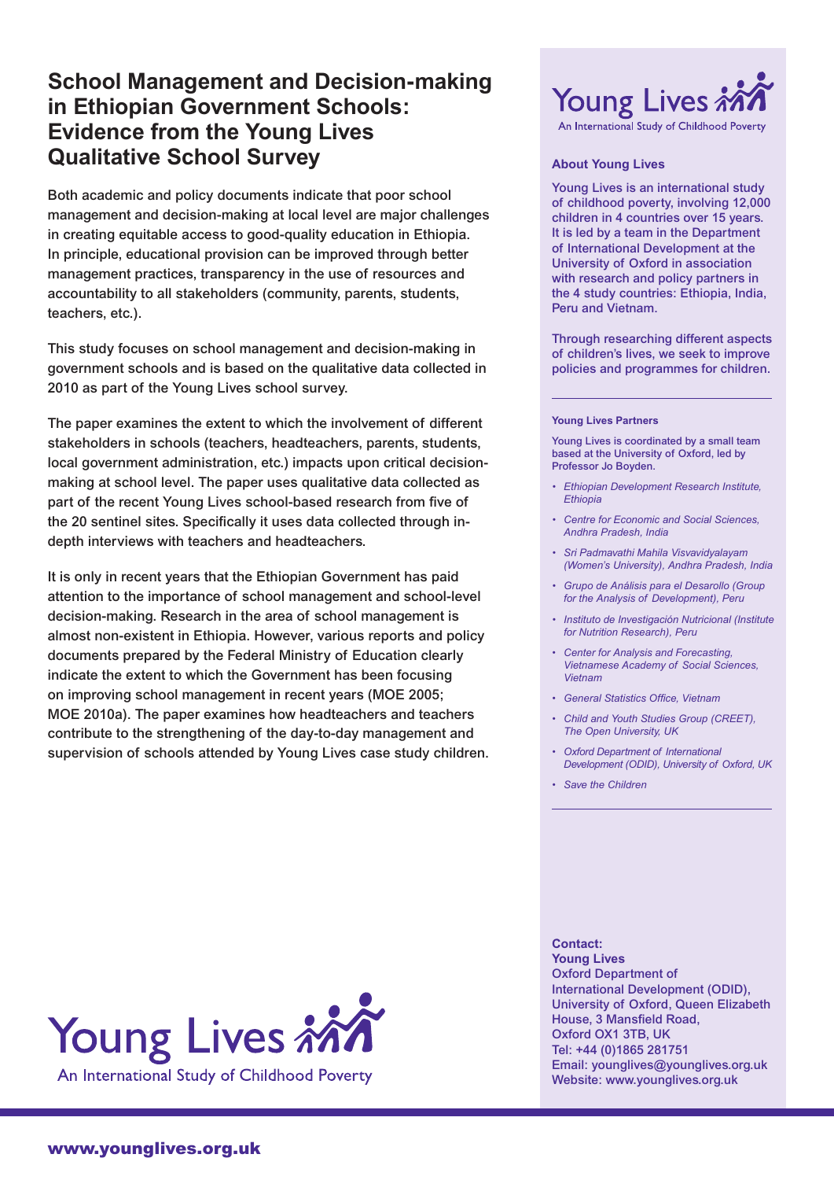# School Management and Decision-making in Ethiopian Government Schools: Evidence from the Young Lives Qualitative School Survey

Both academic and policy documents indicate that poor school management and decision-making at local level are major challenges in creating equitable access to good-quality education in Ethiopia. In principle, educational provision can be improved through better management practices, transparency in the use of resources and accountability to all stakeholders (community, parents, students, teachers, etc.).

This study focuses on school management and decision-making in government schools and is based on the qualitative data collected in 2010 as part of the Young Lives school survey.

The paper examines the extent to which the involvement of different stakeholders in schools (teachers, headteachers, parents, students, local government administration, etc.) impacts upon critical decision-making at school level. The paper uses qualitative data collected as part of the recent Young Lives school-based research from five of the 20 sentinel sites. Specifically it uses data collected through in-depth interviews with teachers and headteachers.

It is only in recent years that the Ethiopian Government has paid attention to the importance of school management and school-level decision-making. Research in the area of school management is almost non-existent in Ethiopia. However, various reports and policy documents prepared by the Federal Ministry of Education clearly indicate the extent to which the Government has been focusing on improving school management in recent years (MOE 2005; MOE 2010a). The paper examines how headteachers and teachers contribute to the strengthening of the day-to-day management and supervision of schools attended by Young Lives case study children.

Young Lives
An International Study of Childhood Poverty

### About Young Lives

Young Lives is an international study of childhood poverty, involving 12,000 children in 4 countries over 15 years. It is led by a team in the Department of International Development at the University of Oxford in association with research and policy partners in the 4 study countries: Ethiopia, India, Peru and Vietnam.

Through researching different aspects of children's lives, we seek to improve policies and programmes for children.

#### Young Lives Partners

Young Lives is coordinated by a small team based at the University of Oxford, led by Professor Jo Boyden.

- *Ethiopian Development Research Institute, Ethiopia*
- *Centre for Economic and Social Sciences, Andhra Pradesh, India*
- *Sri Padmavathi Mahila Visvavidyalayam (Women's University), Andhra Pradesh, India*
- *Grupo de Análisis para el Desarollo (Group for the Analysis of Development), Peru*
- *Instituto de Investigación Nutricional (Institute for Nutrition Research), Peru*
- *Center for Analysis and Forecasting, Vietnamese Academy of Social Sciences, Vietnam*
- *General Statistics Office, Vietnam*
- *Child and Youth Studies Group (CREET), The Open University, UK*
- *Oxford Department of International Development (ODID), University of Oxford, UK*
- *Save the Children*

**Contact:**
**Young Lives**
Oxford Department of International Development (ODID), University of Oxford, Queen Elizabeth House, 3 Mansfield Road, Oxford OX1 3TB, UK
Tel: +44 (0)1865 281751
Email: younglives@younglives.org.uk
Website: www.younglives.org.uk

Young Lives
An International Study of Childhood Poverty

**www.younglives.org.uk**